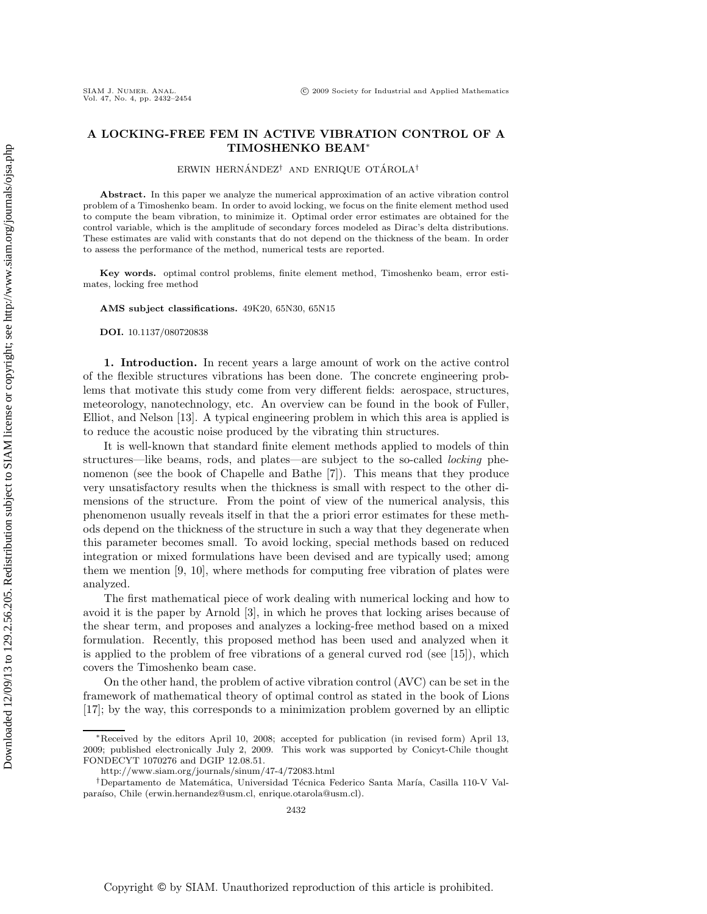# A LOCKING-FREE FEM IN ACTIVE VIBRATION CONTROL OF A TIMOSHENKO BEAM*

ERWIN HERNÁNDEZ† AND ENRIQUE OTÁROLA†

**Abstract.** In this paper we analyze the numerical approximation of an active vibration control problem of a Timoshenko beam. In order to avoid locking, we focus on the finite element method used to compute the beam vibration, to minimize it. Optimal order error estimates are obtained for the control variable, which is the amplitude of secondary forces modeled as Dirac's delta distributions. These estimates are valid with constants that do not depend on the thickness of the beam. In order to assess the performance of the method, numerical tests are reported.

**Key words.** optimal control problems, finite element method, Timoshenko beam, error estimates, locking free method

**AMS subject classifications.** 49K20, 65N30, 65N15

**DOI.** 10.1137/080720838

**1. Introduction.** In recent years a large amount of work on the active control of the flexible structures vibrations has been done. The concrete engineering problems that motivate this study come from very different fields: aerospace, structures, meteorology, nanotechnology, etc. An overview can be found in the book of Fuller, Elliot, and Nelson [13]. A typical engineering problem in which this area is applied is to reduce the acoustic noise produced by the vibrating thin structures.

It is well-known that standard finite element methods applied to models of thin structures—like beams, rods, and plates—are subject to the so-called *locking* phenomenon (see the book of Chapelle and Bathe [7]). This means that they produce very unsatisfactory results when the thickness is small with respect to the other dimensions of the structure. From the point of view of the numerical analysis, this phenomenon usually reveals itself in that the a priori error estimates for these methods depend on the thickness of the structure in such a way that they degenerate when this parameter becomes small. To avoid locking, special methods based on reduced integration or mixed formulations have been devised and are typically used; among them we mention [9, 10], where methods for computing free vibration of plates were analyzed.

The first mathematical piece of work dealing with numerical locking and how to avoid it is the paper by Arnold [3], in which he proves that locking arises because of the shear term, and proposes and analyzes a locking-free method based on a mixed formulation. Recently, this proposed method has been used and analyzed when it is applied to the problem of free vibrations of a general curved rod (see [15]), which covers the Timoshenko beam case.

On the other hand, the problem of active vibration control (AVC) can be set in the framework of mathematical theory of optimal control as stated in the book of Lions [17]; by the way, this corresponds to a minimization problem governed by an elliptic

---

*Received by the editors April 10, 2008; accepted for publication (in revised form) April 13, 2009; published electronically July 2, 2009. This work was supported by Conicyt-Chile thought FONDECYT 1070276 and DGIP 12.08.51.

http://www.siam.org/journals/sinum/47-4/72083.html

†Departamento de Matemática, Universidad Técnica Federico Santa María, Casilla 110-V Valparaíso, Chile (erwin.hernandez@usm.cl, enrique.otarola@usm.cl).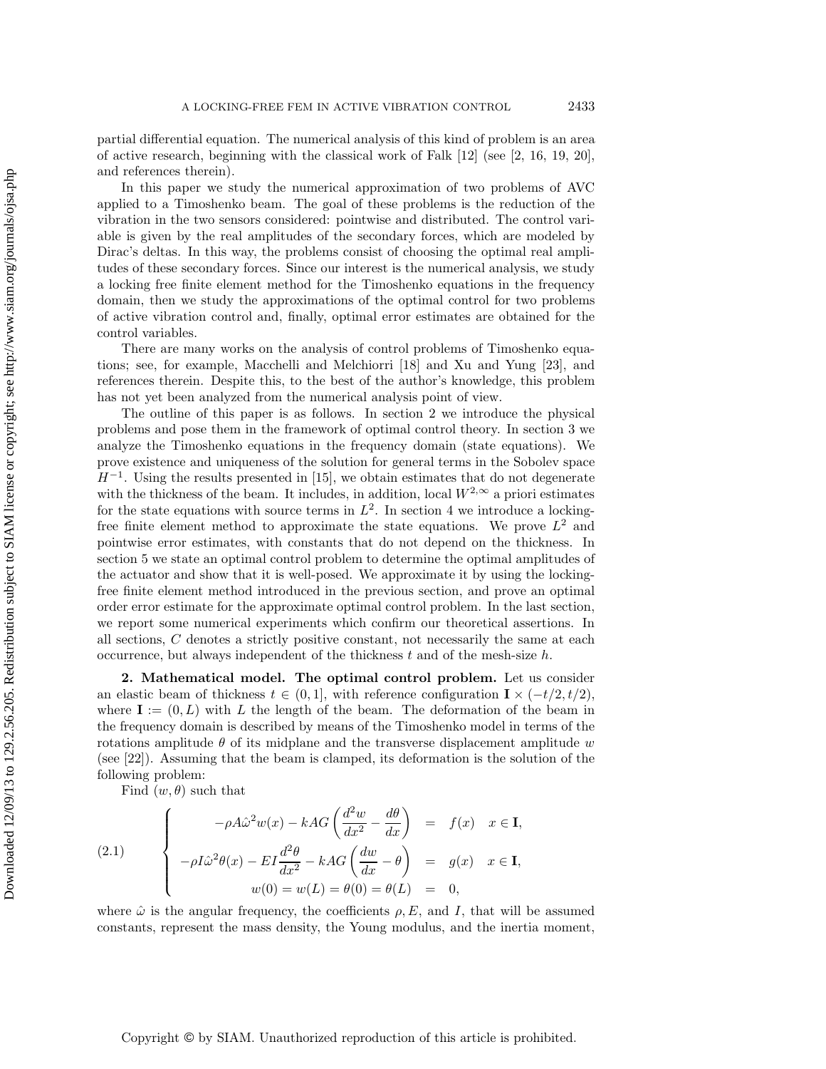partial differential equation. The numerical analysis of this kind of problem is an area of active research, beginning with the classical work of Falk [12] (see [2, 16, 19, 20], and references therein).

In this paper we study the numerical approximation of two problems of AVC applied to a Timoshenko beam. The goal of these problems is the reduction of the vibration in the two sensors considered: pointwise and distributed. The control variable is given by the real amplitudes of the secondary forces, which are modeled by Dirac's deltas. In this way, the problems consist of choosing the optimal real amplitudes of these secondary forces. Since our interest is the numerical analysis, we study a locking free finite element method for the Timoshenko equations in the frequency domain, then we study the approximations of the optimal control for two problems of active vibration control and, finally, optimal error estimates are obtained for the control variables.

There are many works on the analysis of control problems of Timoshenko equations; see, for example, Macchelli and Melchiorri [18] and Xu and Yung [23], and references therein. Despite this, to the best of the author's knowledge, this problem has not yet been analyzed from the numerical analysis point of view.

The outline of this paper is as follows. In section 2 we introduce the physical problems and pose them in the framework of optimal control theory. In section 3 we analyze the Timoshenko equations in the frequency domain (state equations). We prove existence and uniqueness of the solution for general terms in the Sobolev space $H^{-1}$. Using the results presented in [15], we obtain estimates that do not degenerate with the thickness of the beam. It includes, in addition, local $W^{2,\infty}$ a priori estimates for the state equations with source terms in $L^2$. In section 4 we introduce a locking-free finite element method to approximate the state equations. We prove $L^2$ and pointwise error estimates, with constants that do not depend on the thickness. In section 5 we state an optimal control problem to determine the optimal amplitudes of the actuator and show that it is well-posed. We approximate it by using the locking-free finite element method introduced in the previous section, and prove an optimal order error estimate for the approximate optimal control problem. In the last section, we report some numerical experiments which confirm our theoretical assertions. In all sections, $C$ denotes a strictly positive constant, not necessarily the same at each occurrence, but always independent of the thickness $t$ and of the mesh-size $h$.

## 2. Mathematical model. The optimal control problem.

Let us consider an elastic beam of thickness $t \in (0, 1]$, with reference configuration $\mathbf{I} \times (-t/2, t/2)$, where $\mathbf{I} := (0, L)$ with $L$ the length of the beam. The deformation of the beam in the frequency domain is described by means of the Timoshenko model in terms of the rotations amplitude $\theta$ of its midplane and the transverse displacement amplitude $w$ (see [22]). Assuming that the beam is clamped, its deformation is the solution of the following problem:

Find $(w, \theta)$ such that

$$
\left\{
\begin{array}{rcll}
-\rho A\hat{\omega}^2 w(x) - kAG\left(\dfrac{d^2w}{dx^2} - \dfrac{d\theta}{dx}\right) & = & f(x) & x \in \mathbf{I}, \\
-\rho I\hat{\omega}^2 \theta(x) - EI\dfrac{d^2\theta}{dx^2} - kAG\left(\dfrac{dw}{dx} - \theta\right) & = & g(x) & x \in \mathbf{I}, \\
w(0) = w(L) = \theta(0) = \theta(L) & = & 0, &
\end{array}
\right.
\tag{2.1}
$$

where $\hat{\omega}$ is the angular frequency, the coefficients $\rho, E$, and $I$, that will be assumed constants, represent the mass density, the Young modulus, and the inertia moment,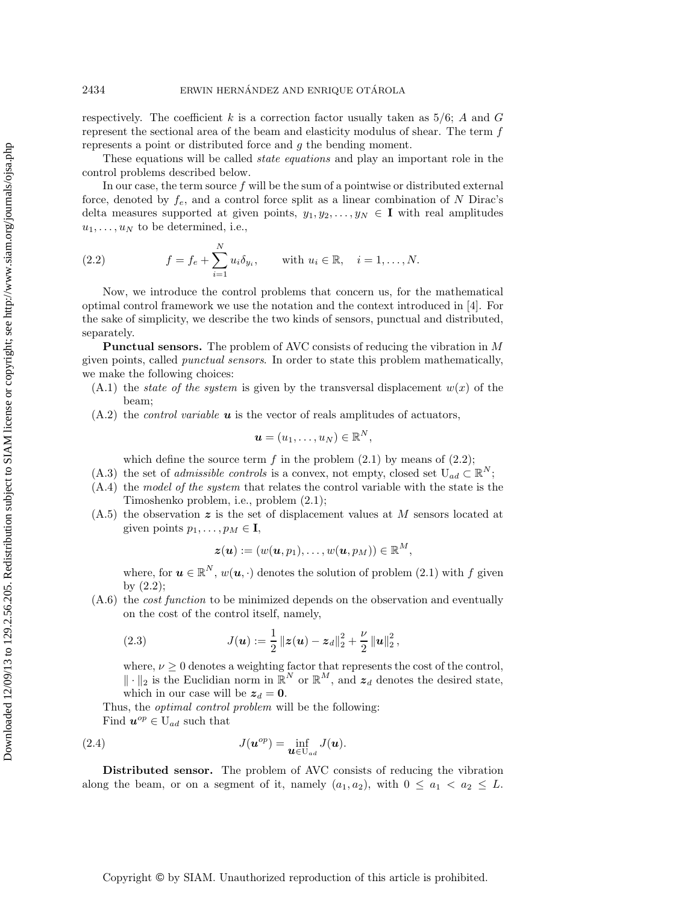respectively. The coefficient $k$ is a correction factor usually taken as $5/6$; $A$ and $G$ represent the sectional area of the beam and elasticity modulus of shear. The term $f$ represents a point or distributed force and $g$ the bending moment.

These equations will be called *state equations* and play an important role in the control problems described below.

In our case, the term source $f$ will be the sum of a pointwise or distributed external force, denoted by $f_e$, and a control force split as a linear combination of $N$ Dirac's delta measures supported at given points, $y_1, y_2, \ldots, y_N \in \mathbf{I}$ with real amplitudes $u_1, \ldots, u_N$ to be determined, i.e.,

$$f = f_e + \sum_{i=1}^{N} u_i \delta_{y_i}, \qquad \text{with } u_i \in \mathbb{R}, \quad i = 1, \ldots, N. \tag{2.2}$$

Now, we introduce the control problems that concern us, for the mathematical optimal control framework we use the notation and the context introduced in [4]. For the sake of simplicity, we describe the two kinds of sensors, punctual and distributed, separately.

**Punctual sensors.** The problem of AVC consists of reducing the vibration in $M$ given points, called *punctual sensors*. In order to state this problem mathematically, we make the following choices:

(A.1) the *state of the system* is given by the transversal displacement $w(x)$ of the beam;

(A.2) the *control variable* $\boldsymbol{u}$ is the vector of reals amplitudes of actuators,

$$\boldsymbol{u} = (u_1, \ldots, u_N) \in \mathbb{R}^N,$$

which define the source term $f$ in the problem (2.1) by means of (2.2);

(A.3) the set of *admissible controls* is a convex, not empty, closed set $\mathrm{U}_{ad} \subset \mathbb{R}^N$;

(A.4) the *model of the system* that relates the control variable with the state is the Timoshenko problem, i.e., problem (2.1);

(A.5) the observation $\boldsymbol{z}$ is the set of displacement values at $M$ sensors located at given points $p_1, \ldots, p_M \in \mathbf{I}$,

$$\boldsymbol{z}(\boldsymbol{u}) := (w(\boldsymbol{u}, p_1), \ldots, w(\boldsymbol{u}, p_M)) \in \mathbb{R}^M,$$

where, for $\boldsymbol{u} \in \mathbb{R}^N$, $w(\boldsymbol{u}, \cdot)$ denotes the solution of problem (2.1) with $f$ given by (2.2);

(A.6) the *cost function* to be minimized depends on the observation and eventually on the cost of the control itself, namely,

$$J(\boldsymbol{u}) := \frac{1}{2} \left\| \boldsymbol{z}(\boldsymbol{u}) - \boldsymbol{z}_d \right\|_2^2 + \frac{\nu}{2} \left\| \boldsymbol{u} \right\|_2^2, \tag{2.3}$$

where, $\nu \geq 0$ denotes a weighting factor that represents the cost of the control, $\| \cdot \|_2$ is the Euclidian norm in $\mathbb{R}^N$ or $\mathbb{R}^M$, and $\boldsymbol{z}_d$ denotes the desired state, which in our case will be $\boldsymbol{z}_d = \mathbf{0}$.

Thus, the *optimal control problem* will be the following:

Find $\boldsymbol{u}^{op} \in \mathrm{U}_{ad}$ such that

$$J(\boldsymbol{u}^{op}) = \inf_{\boldsymbol{u} \in \mathrm{U}_{ad}} J(\boldsymbol{u}). \tag{2.4}$$

**Distributed sensor.** The problem of AVC consists of reducing the vibration along the beam, or on a segment of it, namely $(a_1, a_2)$, with $0 \leq a_1 < a_2 \leq L$.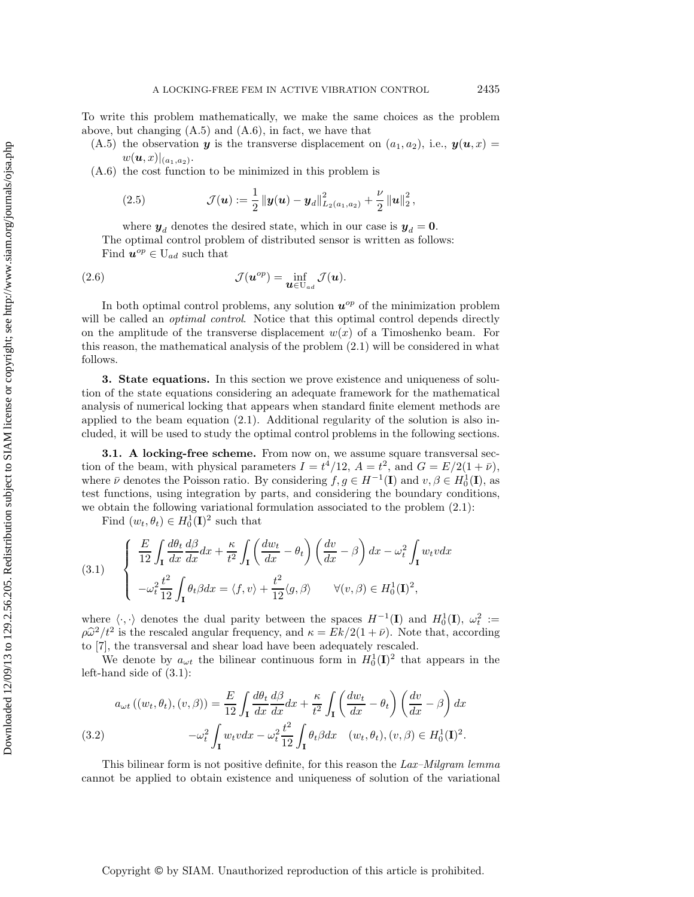To write this problem mathematically, we make the same choices as the problem above, but changing (A.5) and (A.6), in fact, we have that

(A.5) the observation $\boldsymbol{y}$ is the transverse displacement on $(a_1, a_2)$, i.e., $\boldsymbol{y}(\boldsymbol{u}, x) = w(\boldsymbol{u}, x)|_{(a_1,a_2)}$.

(A.6) the cost function to be minimized in this problem is

$$\mathcal{J}(\boldsymbol{u}) := \frac{1}{2} \left\| \boldsymbol{y}(\boldsymbol{u}) - \boldsymbol{y}_d \right\|^2_{L_2(a_1,a_2)} + \frac{\nu}{2} \left\| \boldsymbol{u} \right\|^2_2, \tag{2.5}$$

where $\boldsymbol{y}_d$ denotes the desired state, which in our case is $\boldsymbol{y}_d = \boldsymbol{0}$.

The optimal control problem of distributed sensor is written as follows:

Find $\boldsymbol{u}^{op} \in \mathrm{U}_{ad}$ such that

$$\mathcal{J}(\boldsymbol{u}^{op}) = \inf_{\boldsymbol{u} \in \mathrm{U}_{ad}} \mathcal{J}(\boldsymbol{u}). \tag{2.6}$$

In both optimal control problems, any solution $\boldsymbol{u}^{op}$ of the minimization problem will be called an *optimal control*. Notice that this optimal control depends directly on the amplitude of the transverse displacement $w(x)$ of a Timoshenko beam. For this reason, the mathematical analysis of the problem (2.1) will be considered in what follows.

## 3. State equations.

In this section we prove existence and uniqueness of solution of the state equations considering an adequate framework for the mathematical analysis of numerical locking that appears when standard finite element methods are applied to the beam equation (2.1). Additional regularity of the solution is also included, it will be used to study the optimal control problems in the following sections.

### 3.1. A locking-free scheme.

From now on, we assume square transversal section of the beam, with physical parameters $I = t^4/12$, $A = t^2$, and $G = E/2(1 + \bar{\nu})$, where $\bar{\nu}$ denotes the Poisson ratio. By considering $f, g \in H^{-1}(\mathbf{I})$ and $v, \beta \in H^1_0(\mathbf{I})$, as test functions, using integration by parts, and considering the boundary conditions, we obtain the following variational formulation associated to the problem (2.1):

Find $(w_t, \theta_t) \in H^1_0(\mathbf{I})^2$ such that

$$\left\{ \begin{array}{l} \dfrac{E}{12} \displaystyle\int_{\mathbf{I}} \frac{d\theta_t}{dx} \frac{d\beta}{dx} dx + \frac{\kappa}{t^2} \int_{\mathbf{I}} \left( \frac{dw_t}{dx} - \theta_t \right) \left( \frac{dv}{dx} - \beta \right) dx - \omega_t^2 \int_{\mathbf{I}} w_t v dx \\ -\omega_t^2 \dfrac{t^2}{12} \displaystyle\int_{\mathbf{I}} \theta_t \beta dx = \langle f, v \rangle + \frac{t^2}{12} \langle g, \beta \rangle \qquad \forall (v, \beta) \in H^1_0(\mathbf{I})^2, \end{array} \right. \tag{3.1}$$

where $\langle \cdot, \cdot \rangle$ denotes the dual parity between the spaces $H^{-1}(\mathbf{I})$ and $H^1_0(\mathbf{I})$, $\omega_t^2 := \rho \widehat{\omega}^2 / t^2$ is the rescaled angular frequency, and $\kappa = Ek/2(1 + \bar{\nu})$. Note that, according to [7], the transversal and shear load have been adequately rescaled.

We denote by $a_{\omega t}$ the bilinear continuous form in $H^1_0(\mathbf{I})^2$ that appears in the left-hand side of (3.1):

$$\begin{aligned} a_{\omega t}\left((w_t, \theta_t), (v, \beta)\right) &= \frac{E}{12} \int_{\mathbf{I}} \frac{d\theta_t}{dx} \frac{d\beta}{dx} dx + \frac{\kappa}{t^2} \int_{\mathbf{I}} \left( \frac{dw_t}{dx} - \theta_t \right) \left( \frac{dv}{dx} - \beta \right) dx \\ &\quad -\omega_t^2 \int_{\mathbf{I}} w_t v dx - \omega_t^2 \frac{t^2}{12} \int_{\mathbf{I}} \theta_t \beta dx \quad (w_t, \theta_t), (v, \beta) \in H^1_0(\mathbf{I})^2. \end{aligned} \tag{3.2}$$

This bilinear form is not positive definite, for this reason the *Lax–Milgram lemma* cannot be applied to obtain existence and uniqueness of solution of the variational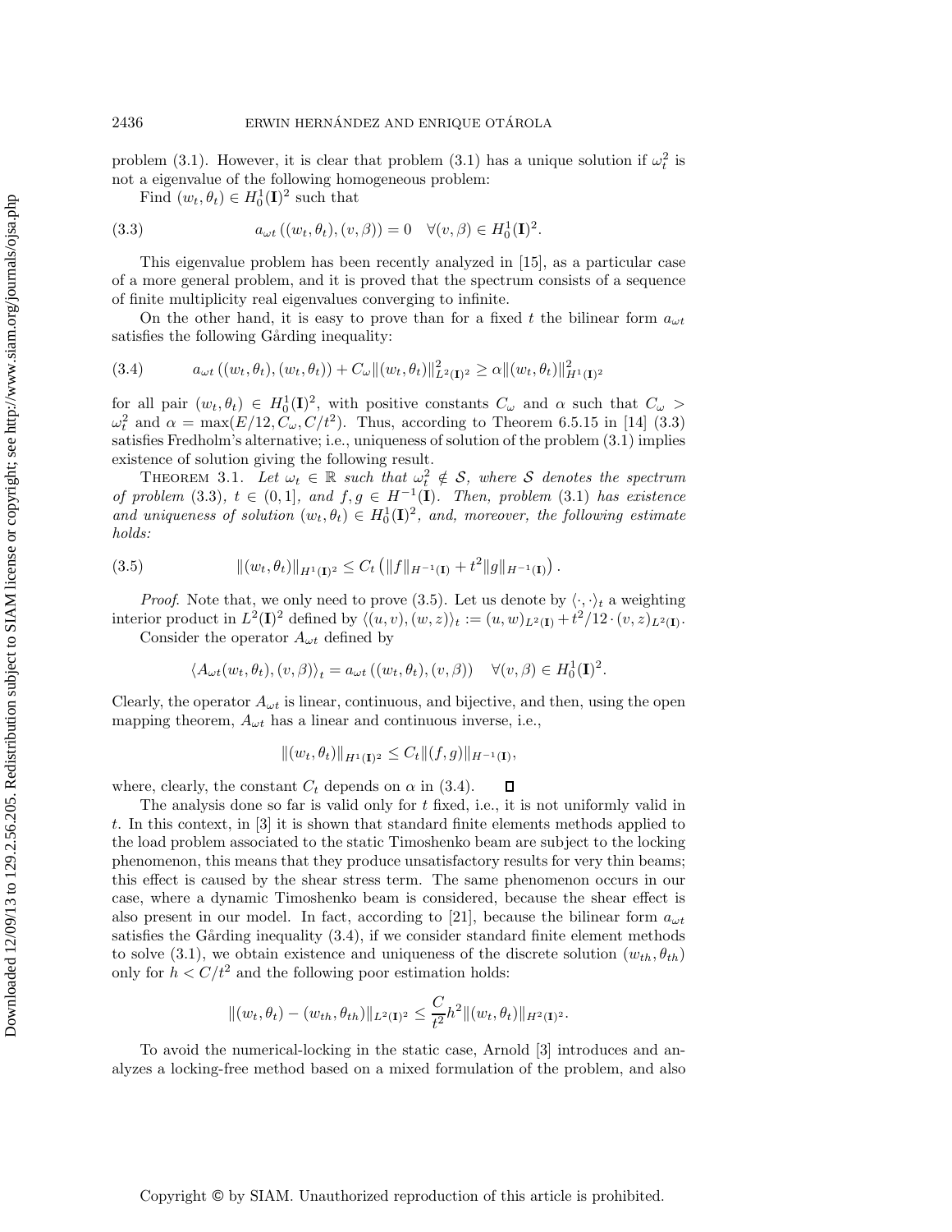problem (3.1). However, it is clear that problem (3.1) has a unique solution if $\omega_t^2$ is not a eigenvalue of the following homogeneous problem:

Find $(w_t, \theta_t) \in H_0^1(\mathbf{I})^2$ such that

$$
a_{\omega t}\left((w_t, \theta_t), (v, \beta)\right) = 0 \quad \forall (v, \beta) \in H_0^1(\mathbf{I})^2. \tag{3.3}
$$

This eigenvalue problem has been recently analyzed in [15], as a particular case of a more general problem, and it is proved that the spectrum consists of a sequence of finite multiplicity real eigenvalues converging to infinite.

On the other hand, it is easy to prove than for a fixed $t$ the bilinear form $a_{\omega t}$ satisfies the following Gårding inequality:

$$
a_{\omega t}\left((w_t, \theta_t), (w_t, \theta_t)\right) + C_\omega \|(w_t, \theta_t)\|^2_{L^2(\mathbf{I})^2} \geq \alpha \|(w_t, \theta_t)\|^2_{H^1(\mathbf{I})^2} \tag{3.4}
$$

for all pair $(w_t, \theta_t) \in H_0^1(\mathbf{I})^2$, with positive constants $C_\omega$ and $\alpha$ such that $C_\omega > \omega_t^2$ and $\alpha = \max(E/12, C_\omega, C/t^2)$. Thus, according to Theorem 6.5.15 in [14] (3.3) satisfies Fredholm's alternative; i.e., uniqueness of solution of the problem (3.1) implies existence of solution giving the following result.

THEOREM 3.1. *Let $\omega_t \in \mathbb{R}$ such that $\omega_t^2 \notin \mathcal{S}$, where $\mathcal{S}$ denotes the spectrum of problem (3.3), $t \in (0, 1]$, and $f, g \in H^{-1}(\mathbf{I})$. Then, problem (3.1) has existence and uniqueness of solution $(w_t, \theta_t) \in H_0^1(\mathbf{I})^2$, and, moreover, the following estimate holds:*

$$
\|(w_t, \theta_t)\|_{H^1(\mathbf{I})^2} \leq C_t \left( \|f\|_{H^{-1}(\mathbf{I})} + t^2 \|g\|_{H^{-1}(\mathbf{I})} \right). \tag{3.5}
$$

*Proof.* Note that, we only need to prove (3.5). Let us denote by $\langle \cdot, \cdot \rangle_t$ a weighting interior product in $L^2(\mathbf{I})^2$ defined by $\langle (u, v), (w, z) \rangle_t := (u, w)_{L^2(\mathbf{I})} + t^2/12 \cdot (v, z)_{L^2(\mathbf{I})}$.

Consider the operator $A_{\omega t}$ defined by

$$
\langle A_{\omega t}(w_t, \theta_t), (v, \beta) \rangle_t = a_{\omega t}\left((w_t, \theta_t), (v, \beta)\right) \quad \forall (v, \beta) \in H_0^1(\mathbf{I})^2.
$$

Clearly, the operator $A_{\omega t}$ is linear, continuous, and bijective, and then, using the open mapping theorem, $A_{\omega t}$ has a linear and continuous inverse, i.e.,

$$
\|(w_t, \theta_t)\|_{H^1(\mathbf{I})^2} \leq C_t \|(f, g)\|_{H^{-1}(\mathbf{I})},
$$

where, clearly, the constant $C_t$ depends on $\alpha$ in (3.4). ◻

The analysis done so far is valid only for $t$ fixed, i.e., it is not uniformly valid in $t$. In this context, in [3] it is shown that standard finite elements methods applied to the load problem associated to the static Timoshenko beam are subject to the locking phenomenon, this means that they produce unsatisfactory results for very thin beams; this effect is caused by the shear stress term. The same phenomenon occurs in our case, where a dynamic Timoshenko beam is considered, because the shear effect is also present in our model. In fact, according to [21], because the bilinear form $a_{\omega t}$ satisfies the Gårding inequality (3.4), if we consider standard finite element methods to solve (3.1), we obtain existence and uniqueness of the discrete solution $(w_{th}, \theta_{th})$ only for $h < C/t^2$ and the following poor estimation holds:

$$
\|(w_t, \theta_t) - (w_{th}, \theta_{th})\|_{L^2(\mathbf{I})^2} \leq \frac{C}{t^2} h^2 \|(w_t, \theta_t)\|_{H^2(\mathbf{I})^2}.
$$

To avoid the numerical-locking in the static case, Arnold [3] introduces and analyzes a locking-free method based on a mixed formulation of the problem, and also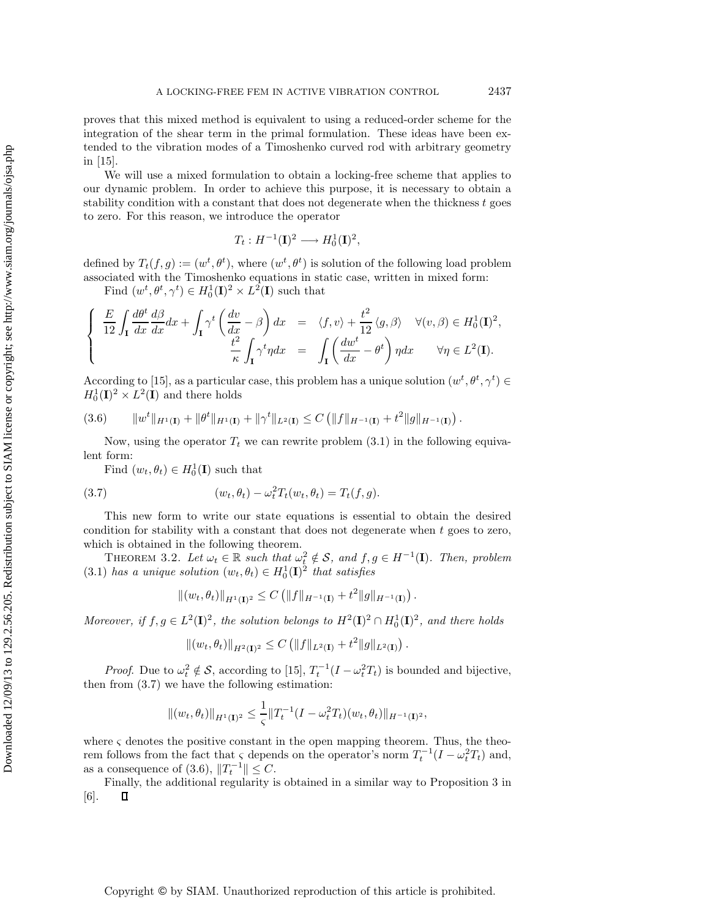proves that this mixed method is equivalent to using a reduced-order scheme for the integration of the shear term in the primal formulation. These ideas have been extended to the vibration modes of a Timoshenko curved rod with arbitrary geometry in [15].

We will use a mixed formulation to obtain a locking-free scheme that applies to our dynamic problem. In order to achieve this purpose, it is necessary to obtain a stability condition with a constant that does not degenerate when the thickness $t$ goes to zero. For this reason, we introduce the operator

$$T_t : H^{-1}(\mathbf{I})^2 \longrightarrow H_0^1(\mathbf{I})^2,$$

defined by $T_t(f,g) := (w^t, \theta^t)$, where $(w^t, \theta^t)$ is solution of the following load problem associated with the Timoshenko equations in static case, written in mixed form:

Find $(w^t, \theta^t, \gamma^t) \in H_0^1(\mathbf{I})^2 \times L^2(\mathbf{I})$ such that

$$\begin{cases} \dfrac{E}{12}\displaystyle\int_{\mathbf{I}} \frac{d\theta^t}{dx}\frac{d\beta}{dx}dx + \int_{\mathbf{I}} \gamma^t \left(\frac{dv}{dx} - \beta\right) dx = \langle f, v\rangle + \dfrac{t^2}{12}\langle g, \beta\rangle \quad \forall (v,\beta) \in H_0^1(\mathbf{I})^2, \\ \dfrac{t^2}{\kappa}\displaystyle\int_{\mathbf{I}} \gamma^t \eta dx = \int_{\mathbf{I}} \left(\frac{dw^t}{dx} - \theta^t\right)\eta dx \quad \forall \eta \in L^2(\mathbf{I}). \end{cases}$$

According to [15], as a particular case, this problem has a unique solution $(w^t, \theta^t, \gamma^t) \in H_0^1(\mathbf{I})^2 \times L^2(\mathbf{I})$ and there holds

$$\|w^t\|_{H^1(\mathbf{I})} + \|\theta^t\|_{H^1(\mathbf{I})} + \|\gamma^t\|_{L^2(\mathbf{I})} \leq C\left(\|f\|_{H^{-1}(\mathbf{I})} + t^2\|g\|_{H^{-1}(\mathbf{I})}\right). \tag{3.6}$$

Now, using the operator $T_t$ we can rewrite problem (3.1) in the following equivalent form:

Find $(w_t, \theta_t) \in H_0^1(\mathbf{I})$ such that

$$(w_t, \theta_t) - \omega_t^2 T_t(w_t, \theta_t) = T_t(f,g). \tag{3.7}$$

This new form to write our state equations is essential to obtain the desired condition for stability with a constant that does not degenerate when $t$ goes to zero, which is obtained in the following theorem.

THEOREM 3.2. *Let $\omega_t \in \mathbb{R}$ such that $\omega_t^2 \notin \mathcal{S}$, and $f, g \in H^{-1}(\mathbf{I})$. Then, problem (3.1) has a unique solution $(w_t, \theta_t) \in H_0^1(\mathbf{I})^2$ that satisfies*

$$\|(w_t, \theta_t)\|_{H^1(\mathbf{I})^2} \leq C\left(\|f\|_{H^{-1}(\mathbf{I})} + t^2\|g\|_{H^{-1}(\mathbf{I})}\right).$$

*Moreover, if $f, g \in L^2(\mathbf{I})^2$, the solution belongs to $H^2(\mathbf{I})^2 \cap H_0^1(\mathbf{I})^2$, and there holds*

$$\|(w_t, \theta_t)\|_{H^2(\mathbf{I})^2} \leq C\left(\|f\|_{L^2(\mathbf{I})} + t^2\|g\|_{L^2(\mathbf{I})}\right).$$

*Proof.* Due to $\omega_t^2 \notin \mathcal{S}$, according to [15], $T_t^{-1}(I - \omega_t^2 T_t)$ is bounded and bijective, then from (3.7) we have the following estimation:

$$\|(w_t, \theta_t)\|_{H^1(\mathbf{I})^2} \leq \frac{1}{\varsigma}\|T_t^{-1}(I - \omega_t^2 T_t)(w_t, \theta_t)\|_{H^{-1}(\mathbf{I})^2},$$

where $\varsigma$ denotes the positive constant in the open mapping theorem. Thus, the theorem follows from the fact that $\varsigma$ depends on the operator's norm $T_t^{-1}(I - \omega_t^2 T_t)$ and, as a consequence of (3.6), $\|T_t^{-1}\| \leq C$.

Finally, the additional regularity is obtained in a similar way to Proposition 3 in [6]. $\square$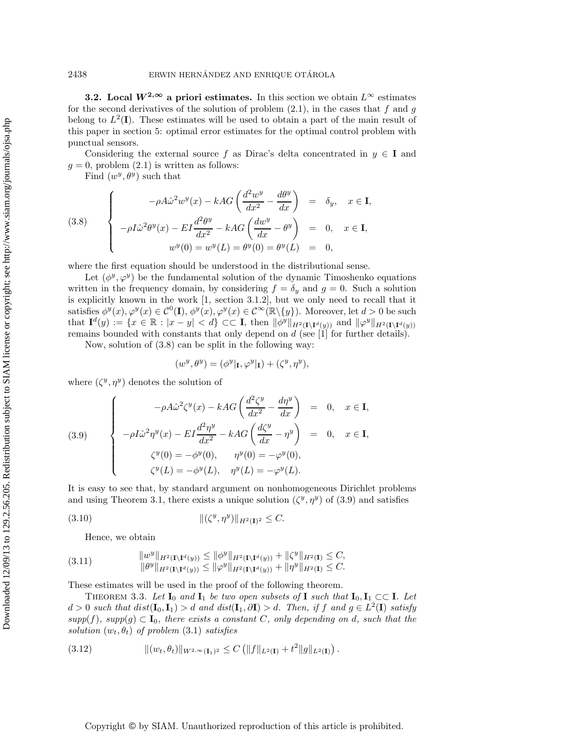### 3.2. Local $W^{2,\infty}$ a priori estimates.

In this section we obtain $L^\infty$ estimates for the second derivatives of the solution of problem (2.1), in the cases that $f$ and $g$ belong to $L^2(\mathbf{I})$. These estimates will be used to obtain a part of the main result of this paper in section 5: optimal error estimates for the optimal control problem with punctual sensors.

Considering the external source $f$ as Dirac's delta concentrated in $y \in \mathbf{I}$ and $g = 0$, problem (2.1) is written as follows:

Find $(w^y, \theta^y)$ such that

$$
\left\{
\begin{array}{rcl}
-\rho A \hat{\omega}^2 w^y(x) - kAG\left(\dfrac{d^2 w^y}{dx^2} - \dfrac{d\theta^y}{dx}\right) & = & \delta_y, \quad x \in \mathbf{I}, \\
-\rho I \hat{\omega}^2 \theta^y(x) - EI\dfrac{d^2\theta^y}{dx^2} - kAG\left(\dfrac{dw^y}{dx} - \theta^y\right) & = & 0, \quad x \in \mathbf{I}, \\
w^y(0) = w^y(L) = \theta^y(0) = \theta^y(L) & = & 0,
\end{array}
\right.
\tag{3.8}
$$

where the first equation should be understood in the distributional sense.

Let $(\phi^y, \varphi^y)$ be the fundamental solution of the dynamic Timoshenko equations written in the frequency domain, by considering $f = \delta_y$ and $g = 0$. Such a solution is explicitly known in the work [1, section 3.1.2], but we only need to recall that it satisfies $\phi^y(x), \varphi^y(x) \in \mathcal{C}^0(\mathbf{I})$, $\phi^y(x), \varphi^y(x) \in \mathcal{C}^\infty(\mathbb{R}\backslash\{y\})$. Moreover, let $d > 0$ be such that $\mathbf{I}^d(y) := \{x \in \mathbb{R} : |x - y| < d\} \subset\subset \mathbf{I}$, then $\|\phi^y\|_{H^2(\mathbf{I}\backslash\mathbf{I}^d(y))}$ and $\|\varphi^y\|_{H^2(\mathbf{I}\backslash\mathbf{I}^d(y))}$ remains bounded with constants that only depend on $d$ (see [1] for further details).

Now, solution of (3.8) can be split in the following way:

$$
(w^y, \theta^y) = (\phi^y|_{\mathbf{I}}, \varphi^y|_{\mathbf{I}}) + (\zeta^y, \eta^y),
$$

where $(\zeta^y, \eta^y)$ denotes the solution of

$$
\left\{
\begin{array}{rcl}
-\rho A \hat{\omega}^2 \zeta^y(x) - kAG\left(\dfrac{d^2 \zeta^y}{dx^2} - \dfrac{d\eta^y}{dx}\right) & = & 0, \quad x \in \mathbf{I}, \\
-\rho I \hat{\omega}^2 \eta^y(x) - EI\dfrac{d^2\eta^y}{dx^2} - kAG\left(\dfrac{d\zeta^y}{dx} - \eta^y\right) & = & 0, \quad x \in \mathbf{I}, \\
\zeta^y(0) = -\phi^y(0), \qquad \eta^y(0) = -\varphi^y(0), & & \\
\zeta^y(L) = -\phi^y(L), \quad \eta^y(L) = -\varphi^y(L). & &
\end{array}
\right.
\tag{3.9}
$$

It is easy to see that, by standard argument on nonhomogeneous Dirichlet problems and using Theorem 3.1, there exists a unique solution $(\zeta^y, \eta^y)$ of (3.9) and satisfies

$$
\|(\zeta^y, \eta^y)\|_{H^2(\mathbf{I})^2} \leq C. \tag{3.10}
$$

Hence, we obtain

$$
\begin{array}{l}
\|w^y\|_{H^2(\mathbf{I}\backslash\mathbf{I}^d(y))} \leq \|\phi^y\|_{H^2(\mathbf{I}\backslash\mathbf{I}^d(y))} + \|\zeta^y\|_{H^2(\mathbf{I})} \leq C, \\
\|\theta^y\|_{H^2(\mathbf{I}\backslash\mathbf{I}^d(y))} \leq \|\varphi^y\|_{H^2(\mathbf{I}\backslash\mathbf{I}^d(y))} + \|\eta^y\|_{H^2(\mathbf{I})} \leq C.
\end{array}
\tag{3.11}
$$

These estimates will be used in the proof of the following theorem.

**Theorem 3.3.** *Let $\mathbf{I}_0$ and $\mathbf{I}_1$ be two open subsets of $\mathbf{I}$ such that $\mathbf{I}_0, \mathbf{I}_1 \subset\subset \mathbf{I}$. Let $d > 0$ such that $dist(\mathbf{I}_0, \mathbf{I}_1) > d$ and $dist(\mathbf{I}_1, \partial\mathbf{I}) > d$. Then, if $f$ and $g \in L^2(\mathbf{I})$ satisfy $supp(f)$, $supp(g) \subset \mathbf{I}_0$, there exists a constant $C$, only depending on $d$, such that the solution $(w_t, \theta_t)$ of problem (3.1) satisfies*

$$
\|(w_t, \theta_t)\|_{W^{2,\infty}(\mathbf{I}_1)^2} \leq C\left(\|f\|_{L^2(\mathbf{I})} + t^2\|g\|_{L^2(\mathbf{I})}\right). \tag{3.12}
$$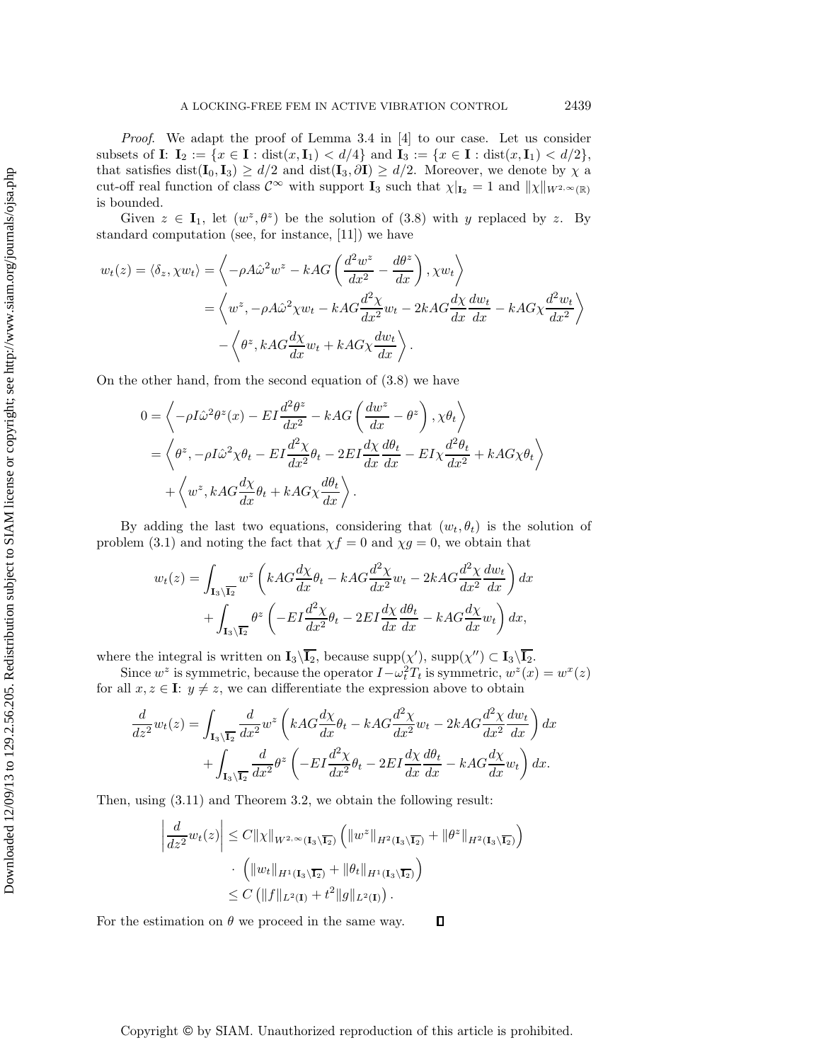*Proof*. We adapt the proof of Lemma 3.4 in [4] to our case. Let us consider subsets of $\mathbf{I}$: $\mathbf{I}_2 := \{x \in \mathbf{I} : \operatorname{dist}(x, \mathbf{I}_1) < d/4\}$ and $\mathbf{I}_3 := \{x \in \mathbf{I} : \operatorname{dist}(x, \mathbf{I}_1) < d/2\}$, that satisfies $\operatorname{dist}(\mathbf{I}_0, \mathbf{I}_3) \geq d/2$ and $\operatorname{dist}(\mathbf{I}_3, \partial\mathbf{I}) \geq d/2$. Moreover, we denote by $\chi$ a cut-off real function of class $\mathcal{C}^\infty$ with support $\mathbf{I}_3$ such that $\chi|_{\mathbf{I}_2} = 1$ and $\|\chi\|_{W^{2,\infty}(\mathbb{R})}$ is bounded.

Given $z \in \mathbf{I}_1$, let $(w^z, \theta^z)$ be the solution of (3.8) with $y$ replaced by $z$. By standard computation (see, for instance, [11]) we have

$$
\begin{aligned}
w_t(z) = \langle \delta_z, \chi w_t \rangle &= \left\langle -\rho A \hat{\omega}^2 w^z - kAG\left(\frac{d^2 w^z}{dx^2} - \frac{d\theta^z}{dx}\right), \chi w_t \right\rangle \\
&= \left\langle w^z, -\rho A \hat{\omega}^2 \chi w_t - kAG \frac{d^2\chi}{dx^2} w_t - 2kAG \frac{d\chi}{dx}\frac{dw_t}{dx} - kAG\chi \frac{d^2 w_t}{dx^2} \right\rangle \\
&\quad - \left\langle \theta^z, kAG \frac{d\chi}{dx} w_t + kAG\chi \frac{dw_t}{dx} \right\rangle.
\end{aligned}
$$

On the other hand, from the second equation of (3.8) we have

$$
\begin{aligned}
0 &= \left\langle -\rho I \hat{\omega}^2 \theta^z(x) - EI\frac{d^2\theta^z}{dx^2} - kAG\left(\frac{dw^z}{dx} - \theta^z\right), \chi\theta_t \right\rangle \\
&= \left\langle \theta^z, -\rho I \hat{\omega}^2 \chi\theta_t - EI\frac{d^2\chi}{dx^2}\theta_t - 2EI\frac{d\chi}{dx}\frac{d\theta_t}{dx} - EI\chi\frac{d^2\theta_t}{dx^2} + kAG\chi\theta_t \right\rangle \\
&\quad + \left\langle w^z, kAG\frac{d\chi}{dx}\theta_t + kAG\chi\frac{d\theta_t}{dx} \right\rangle.
\end{aligned}
$$

By adding the last two equations, considering that $(w_t, \theta_t)$ is the solution of problem (3.1) and noting the fact that $\chi f = 0$ and $\chi g = 0$, we obtain that

$$
\begin{aligned}
w_t(z) &= \int_{\mathbf{I}_3 \setminus \overline{\mathbf{I}_2}} w^z \left( kAG\frac{d\chi}{dx}\theta_t - kAG\frac{d^2\chi}{dx^2}w_t - 2kAG\frac{d^2\chi}{dx^2}\frac{dw_t}{dx} \right) dx \\
&\quad + \int_{\mathbf{I}_3 \setminus \overline{\mathbf{I}_2}} \theta^z \left( -EI\frac{d^2\chi}{dx^2}\theta_t - 2EI\frac{d\chi}{dx}\frac{d\theta_t}{dx} - kAG\frac{d\chi}{dx}w_t \right) dx,
\end{aligned}
$$

where the integral is written on $\mathbf{I}_3 \setminus \overline{\mathbf{I}_2}$, because $\operatorname{supp}(\chi'), \operatorname{supp}(\chi'') \subset \mathbf{I}_3 \setminus \overline{\mathbf{I}_2}$.

Since $w^z$ is symmetric, because the operator $I - \omega_t^2 T_t$ is symmetric, $w^z(x) = w^x(z)$ for all $x, z \in \mathbf{I}$: $y \neq z$, we can differentiate the expression above to obtain

$$
\begin{aligned}
\frac{d}{dz^2}w_t(z) &= \int_{\mathbf{I}_3 \setminus \overline{\mathbf{I}_2}} \frac{d}{dx^2}w^z \left( kAG\frac{d\chi}{dx}\theta_t - kAG\frac{d^2\chi}{dx^2}w_t - 2kAG\frac{d^2\chi}{dx^2}\frac{dw_t}{dx} \right) dx \\
&\quad + \int_{\mathbf{I}_3 \setminus \overline{\mathbf{I}_2}} \frac{d}{dx^2}\theta^z \left( -EI\frac{d^2\chi}{dx^2}\theta_t - 2EI\frac{d\chi}{dx}\frac{d\theta_t}{dx} - kAG\frac{d\chi}{dx}w_t \right) dx.
\end{aligned}
$$

Then, using (3.11) and Theorem 3.2, we obtain the following result:

$$
\begin{aligned}
\left| \frac{d}{dz^2}w_t(z) \right| &\leq C\|\chi\|_{W^{2,\infty}(\mathbf{I}_3 \setminus \overline{\mathbf{I}_2})} \left( \|w^z\|_{H^2(\mathbf{I}_3 \setminus \overline{\mathbf{I}_2})} + \|\theta^z\|_{H^2(\mathbf{I}_3 \setminus \overline{\mathbf{I}_2})} \right) \\
&\quad \cdot \left( \|w_t\|_{H^1(\mathbf{I}_3 \setminus \overline{\mathbf{I}_2})} + \|\theta_t\|_{H^1(\mathbf{I}_3 \setminus \overline{\mathbf{I}_2})} \right) \\
&\leq C\left( \|f\|_{L^2(\mathbf{I})} + t^2\|g\|_{L^2(\mathbf{I})} \right).
\end{aligned}
$$

For the estimation on $\theta$ we proceed in the same way. ∎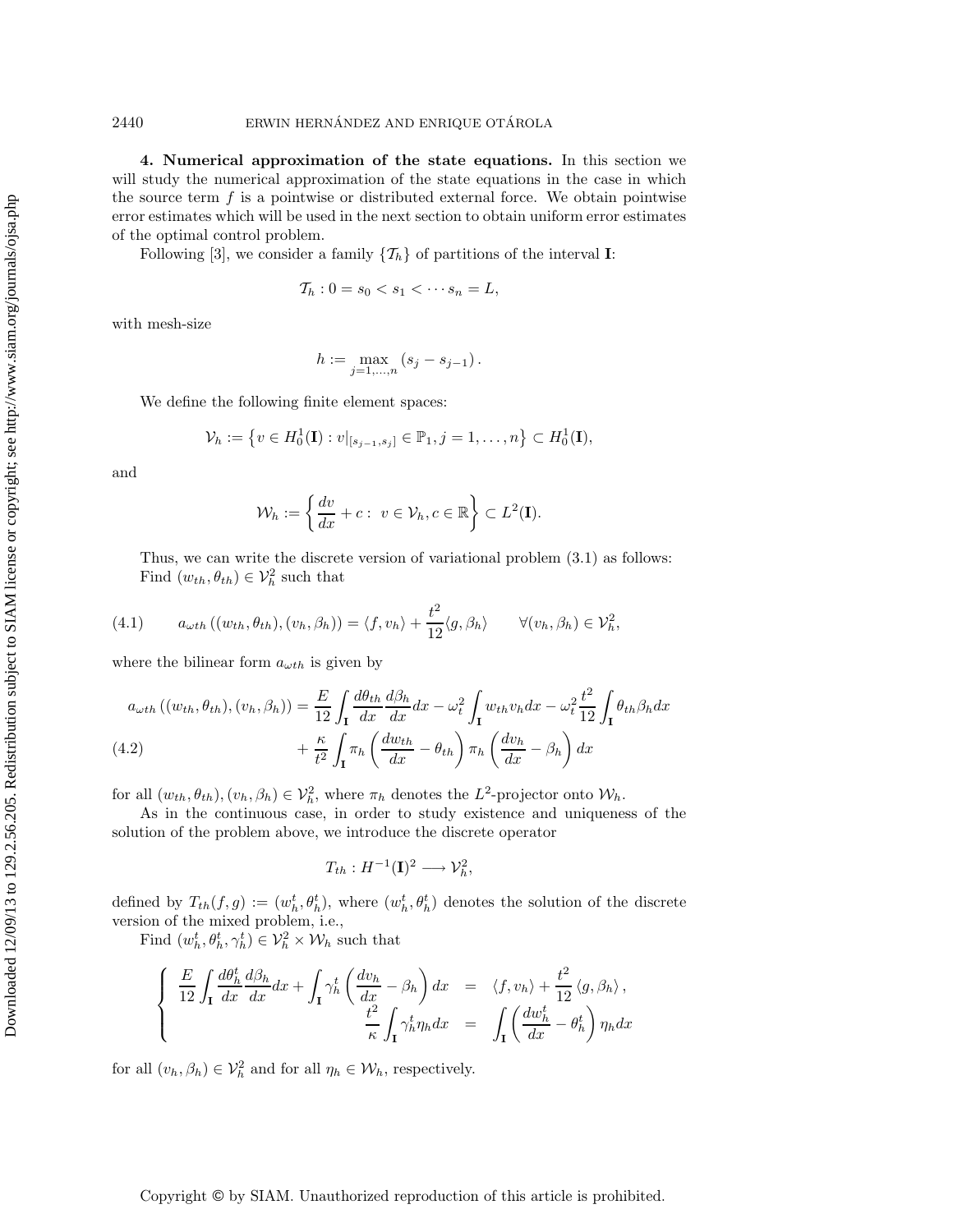**4. Numerical approximation of the state equations.** In this section we will study the numerical approximation of the state equations in the case in which the source term $f$ is a pointwise or distributed external force. We obtain pointwise error estimates which will be used in the next section to obtain uniform error estimates of the optimal control problem.

Following [3], we consider a family $\{\mathcal{T}_h\}$ of partitions of the interval $\mathbf{I}$:

$$\mathcal{T}_h : 0 = s_0 < s_1 < \cdots s_n = L,$$

with mesh-size

$$h := \max_{j=1,\dots,n} (s_j - s_{j-1}).$$

We define the following finite element spaces:

$$\mathcal{V}_h := \left\{ v \in H_0^1(\mathbf{I}) : v|_{[s_{j-1},s_j]} \in \mathbb{P}_1, j = 1,\dots,n \right\} \subset H_0^1(\mathbf{I}),$$

and

$$\mathcal{W}_h := \left\{ \frac{dv}{dx} + c : \ v \in \mathcal{V}_h, c \in \mathbb{R} \right\} \subset L^2(\mathbf{I}).$$

Thus, we can write the discrete version of variational problem (3.1) as follows:
Find $(w_{th}, \theta_{th}) \in \mathcal{V}_h^2$ such that

$$a_{\omega th}\left((w_{th},\theta_{th}),(v_h,\beta_h)\right) = \langle f, v_h\rangle + \frac{t^2}{12}\langle g, \beta_h\rangle \qquad \forall (v_h,\beta_h) \in \mathcal{V}_h^2, \tag{4.1}$$

where the bilinear form $a_{\omega th}$ is given by

$$\begin{aligned} a_{\omega th}\left((w_{th},\theta_{th}),(v_h,\beta_h)\right) &= \frac{E}{12}\int_{\mathbf{I}} \frac{d\theta_{th}}{dx}\frac{d\beta_h}{dx}dx - \omega_t^2 \int_{\mathbf{I}} w_{th} v_h dx - \omega_t^2 \frac{t^2}{12}\int_{\mathbf{I}} \theta_{th}\beta_h dx \\ &\quad + \frac{\kappa}{t^2}\int_{\mathbf{I}} \pi_h\left(\frac{dw_{th}}{dx} - \theta_{th}\right)\pi_h\left(\frac{dv_h}{dx} - \beta_h\right)dx \end{aligned} \tag{4.2}$$

for all $(w_{th},\theta_{th}),(v_h,\beta_h) \in \mathcal{V}_h^2$, where $\pi_h$ denotes the $L^2$-projector onto $\mathcal{W}_h$.

As in the continuous case, in order to study existence and uniqueness of the solution of the problem above, we introduce the discrete operator

$$T_{th} : H^{-1}(\mathbf{I})^2 \longrightarrow \mathcal{V}_h^2,$$

defined by $T_{th}(f,g) := (w_h^t, \theta_h^t)$, where $(w_h^t,\theta_h^t)$ denotes the solution of the discrete version of the mixed problem, i.e.,

Find $(w_h^t, \theta_h^t, \gamma_h^t) \in \mathcal{V}_h^2 \times \mathcal{W}_h$ such that

$$\left\{ \begin{aligned} \frac{E}{12}\int_{\mathbf{I}} \frac{d\theta_h^t}{dx}\frac{d\beta_h}{dx}dx + \int_{\mathbf{I}} \gamma_h^t\left(\frac{dv_h}{dx} - \beta_h\right)dx &= \langle f, v_h\rangle + \frac{t^2}{12}\langle g, \beta_h\rangle, \\ \frac{t^2}{\kappa}\int_{\mathbf{I}} \gamma_h^t \eta_h dx &= \int_{\mathbf{I}}\left(\frac{dw_h^t}{dx} - \theta_h^t\right)\eta_h dx \end{aligned} \right.$$

for all $(v_h,\beta_h) \in \mathcal{V}_h^2$ and for all $\eta_h \in \mathcal{W}_h$, respectively.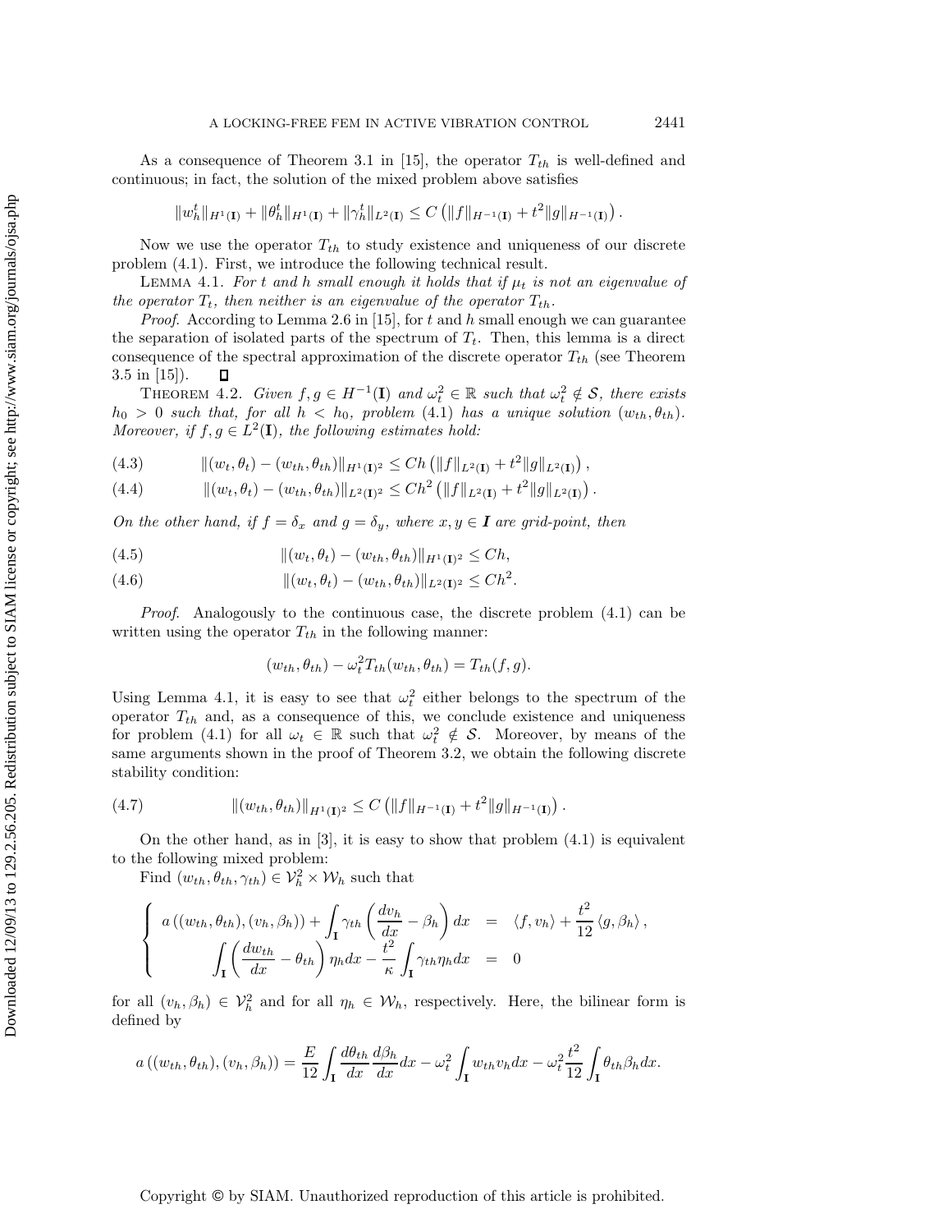As a consequence of Theorem 3.1 in [15], the operator $T_{th}$ is well-defined and continuous; in fact, the solution of the mixed problem above satisfies

$$\|w_h^t\|_{H^1(\mathbf{I})} + \|\theta_h^t\|_{H^1(\mathbf{I})} + \|\gamma_h^t\|_{L^2(\mathbf{I})} \leq C\left(\|f\|_{H^{-1}(\mathbf{I})} + t^2\|g\|_{H^{-1}(\mathbf{I})}\right).$$

Now we use the operator $T_{th}$ to study existence and uniqueness of our discrete problem (4.1). First, we introduce the following technical result.

Lemma 4.1. *For $t$ and $h$ small enough it holds that if $\mu_t$ is not an eigenvalue of the operator $T_t$, then neither is an eigenvalue of the operator $T_{th}$.*

*Proof.* According to Lemma 2.6 in [15], for $t$ and $h$ small enough we can guarantee the separation of isolated parts of the spectrum of $T_t$. Then, this lemma is a direct consequence of the spectral approximation of the discrete operator $T_{th}$ (see Theorem 3.5 in [15]). ∎

Theorem 4.2. *Given $f, g \in H^{-1}(\mathbf{I})$ and $\omega_t^2 \in \mathbb{R}$ such that $\omega_t^2 \notin \mathcal{S}$, there exists $h_0 > 0$ such that, for all $h < h_0$, problem (4.1) has a unique solution $(w_{th}, \theta_{th})$. Moreover, if $f, g \in L^2(\mathbf{I})$, the following estimates hold:*

$$\|(w_t, \theta_t) - (w_{th}, \theta_{th})\|_{H^1(\mathbf{I})^2} \leq Ch\left(\|f\|_{L^2(\mathbf{I})} + t^2\|g\|_{L^2(\mathbf{I})}\right), \tag{4.3}$$

$$\|(w_t, \theta_t) - (w_{th}, \theta_{th})\|_{L^2(\mathbf{I})^2} \leq Ch^2\left(\|f\|_{L^2(\mathbf{I})} + t^2\|g\|_{L^2(\mathbf{I})}\right). \tag{4.4}$$

*On the other hand, if $f = \delta_x$ and $g = \delta_y$, where $x, y \in \boldsymbol{I}$ are grid-point, then*

$$\|(w_t, \theta_t) - (w_{th}, \theta_{th})\|_{H^1(\mathbf{I})^2} \leq Ch, \tag{4.5}$$

$$\|(w_t, \theta_t) - (w_{th}, \theta_{th})\|_{L^2(\mathbf{I})^2} \leq Ch^2. \tag{4.6}$$

*Proof.* Analogously to the continuous case, the discrete problem (4.1) can be written using the operator $T_{th}$ in the following manner:

$$(w_{th}, \theta_{th}) - \omega_t^2 T_{th}(w_{th}, \theta_{th}) = T_{th}(f, g).$$

Using Lemma 4.1, it is easy to see that $\omega_t^2$ either belongs to the spectrum of the operator $T_{th}$ and, as a consequence of this, we conclude existence and uniqueness for problem (4.1) for all $\omega_t \in \mathbb{R}$ such that $\omega_t^2 \notin \mathcal{S}$. Moreover, by means of the same arguments shown in the proof of Theorem 3.2, we obtain the following discrete stability condition:

$$\|(w_{th}, \theta_{th})\|_{H^1(\mathbf{I})^2} \leq C\left(\|f\|_{H^{-1}(\mathbf{I})} + t^2\|g\|_{H^{-1}(\mathbf{I})}\right). \tag{4.7}$$

On the other hand, as in [3], it is easy to show that problem (4.1) is equivalent to the following mixed problem:

Find $(w_{th}, \theta_{th}, \gamma_{th}) \in \mathcal{V}_h^2 \times \mathcal{W}_h$ such that

$$\left\{\begin{array}{rcl} a\left((w_{th}, \theta_{th}), (v_h, \beta_h)\right) + \displaystyle\int_{\mathbf{I}} \gamma_{th}\left(\frac{dv_h}{dx} - \beta_h\right) dx & = & \langle f, v_h\rangle + \dfrac{t^2}{12}\langle g, \beta_h\rangle, \\ \displaystyle\int_{\mathbf{I}} \left(\frac{dw_{th}}{dx} - \theta_{th}\right)\eta_h dx - \frac{t^2}{\kappa}\int_{\mathbf{I}} \gamma_{th}\eta_h dx & = & 0 \end{array}\right.$$

for all $(v_h, \beta_h) \in \mathcal{V}_h^2$ and for all $\eta_h \in \mathcal{W}_h$, respectively. Here, the bilinear form is defined by

$$a\left((w_{th}, \theta_{th}), (v_h, \beta_h)\right) = \frac{E}{12}\int_{\mathbf{I}} \frac{d\theta_{th}}{dx}\frac{d\beta_h}{dx}dx - \omega_t^2\int_{\mathbf{I}} w_{th}v_h dx - \omega_t^2\frac{t^2}{12}\int_{\mathbf{I}} \theta_{th}\beta_h dx.$$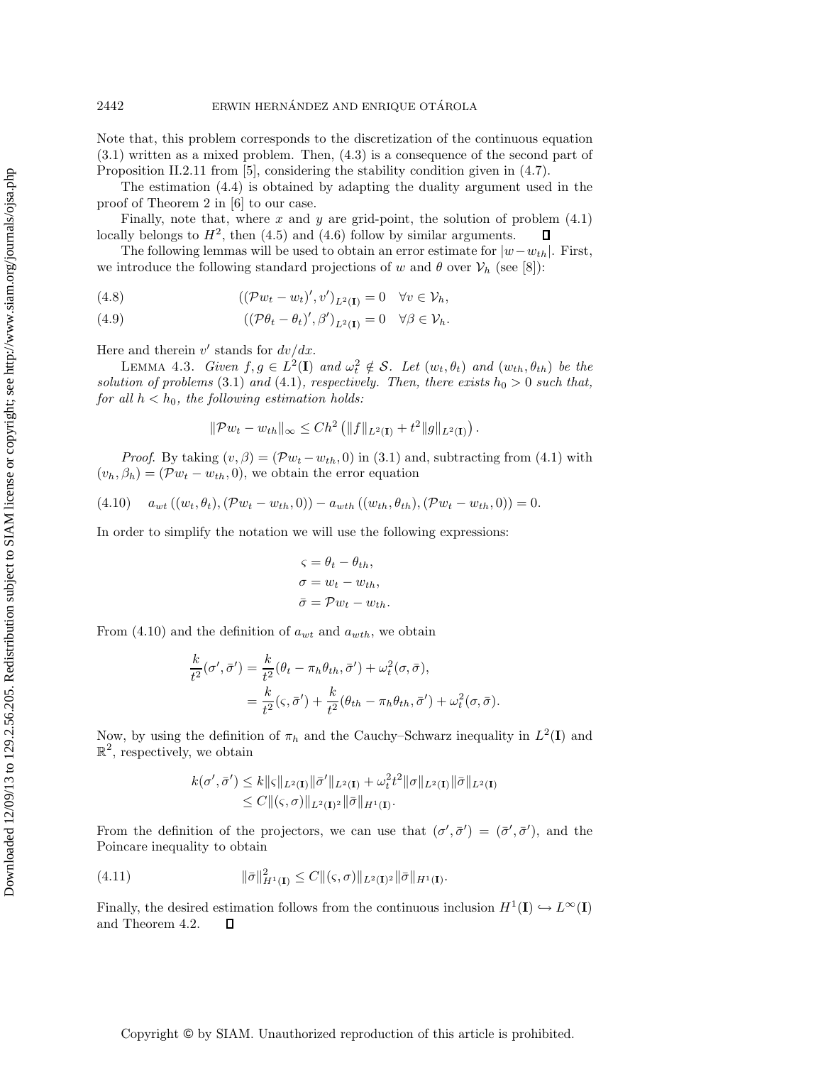Note that, this problem corresponds to the discretization of the continuous equation (3.1) written as a mixed problem. Then, (4.3) is a consequence of the second part of Proposition II.2.11 from [5], considering the stability condition given in (4.7).

The estimation (4.4) is obtained by adapting the duality argument used in the proof of Theorem 2 in [6] to our case.

Finally, note that, where $x$ and $y$ are grid-point, the solution of problem (4.1) locally belongs to $H^2$, then (4.5) and (4.6) follow by similar arguments. ∎

The following lemmas will be used to obtain an error estimate for $|w - w_{th}|$. First, we introduce the following standard projections of $w$ and $\theta$ over $\mathcal{V}_h$ (see [8]):

$$((\mathcal{P}w_t - w_t)', v')_{L^2(\mathbf{I})} = 0 \quad \forall v \in \mathcal{V}_h, \tag{4.8}$$

$$((\mathcal{P}\theta_t - \theta_t)', \beta')_{L^2(\mathbf{I})} = 0 \quad \forall \beta \in \mathcal{V}_h. \tag{4.9}$$

Here and therein $v'$ stands for $dv/dx$.

Lemma 4.3. *Given $f, g \in L^2(\mathbf{I})$ and $\omega_t^2 \notin \mathcal{S}$. Let $(w_t, \theta_t)$ and $(w_{th}, \theta_{th})$ be the solution of problems (3.1) and (4.1), respectively. Then, there exists $h_0 > 0$ such that, for all $h < h_0$, the following estimation holds:*

$$\|\mathcal{P}w_t - w_{th}\|_\infty \leq Ch^2 \left(\|f\|_{L^2(\mathbf{I})} + t^2 \|g\|_{L^2(\mathbf{I})}\right).$$

*Proof.* By taking $(v, \beta) = (\mathcal{P}w_t - w_{th}, 0)$ in (3.1) and, subtracting from (4.1) with $(v_h, \beta_h) = (\mathcal{P}w_t - w_{th}, 0)$, we obtain the error equation

$$a_{wt}\left((w_t, \theta_t), (\mathcal{P}w_t - w_{th}, 0)\right) - a_{wth}\left((w_{th}, \theta_{th}), (\mathcal{P}w_t - w_{th}, 0)\right) = 0. \tag{4.10}$$

In order to simplify the notation we will use the following expressions:

$$\varsigma = \theta_t - \theta_{th},$$
$$\sigma = w_t - w_{th},$$
$$\bar{\sigma} = \mathcal{P}w_t - w_{th}.$$

From (4.10) and the definition of $a_{wt}$ and $a_{wth}$, we obtain

$$\begin{aligned} \frac{k}{t^2}(\sigma', \bar{\sigma}') &= \frac{k}{t^2}(\theta_t - \pi_h \theta_{th}, \bar{\sigma}') + \omega_t^2(\sigma, \bar{\sigma}), \\ &= \frac{k}{t^2}(\varsigma, \bar{\sigma}') + \frac{k}{t^2}(\theta_{th} - \pi_h \theta_{th}, \bar{\sigma}') + \omega_t^2(\sigma, \bar{\sigma}). \end{aligned}$$

Now, by using the definition of $\pi_h$ and the Cauchy–Schwarz inequality in $L^2(\mathbf{I})$ and $\mathbb{R}^2$, respectively, we obtain

$$\begin{aligned} k(\sigma', \bar{\sigma}') &\leq k\|\varsigma\|_{L^2(\mathbf{I})}\|\bar{\sigma}'\|_{L^2(\mathbf{I})} + \omega_t^2 t^2 \|\sigma\|_{L^2(\mathbf{I})}\|\bar{\sigma}\|_{L^2(\mathbf{I})} \\ &\leq C\|(\varsigma, \sigma)\|_{L^2(\mathbf{I})^2}\|\bar{\sigma}\|_{H^1(\mathbf{I})}. \end{aligned}$$

From the definition of the projectors, we can use that $(\sigma', \bar{\sigma}') = (\bar{\sigma}', \bar{\sigma}')$, and the Poincare inequality to obtain

$$\|\bar{\sigma}\|^2_{H^1(\mathbf{I})} \leq C\|(\varsigma, \sigma)\|_{L^2(\mathbf{I})^2}\|\bar{\sigma}\|_{H^1(\mathbf{I})}. \tag{4.11}$$

Finally, the desired estimation follows from the continuous inclusion $H^1(\mathbf{I}) \hookrightarrow L^\infty(\mathbf{I})$ and Theorem 4.2. ∎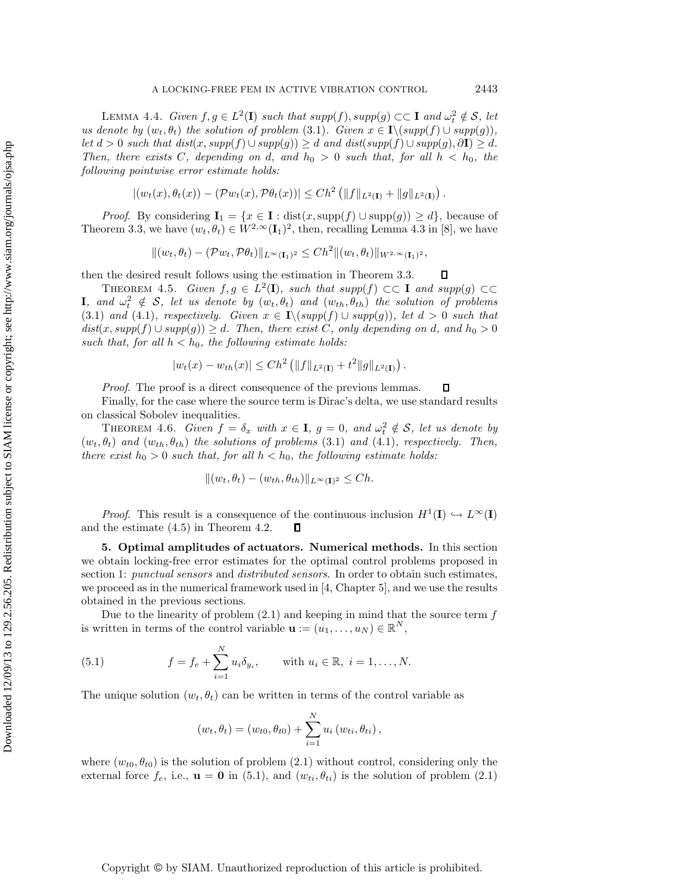LEMMA 4.4. *Given $f, g \in L^2(\mathbf{I})$ such that $supp(f), supp(g) \subset\subset \mathbf{I}$ and $\omega_t^2 \notin \mathcal{S}$, let us denote by $(w_t, \theta_t)$ the solution of problem* (3.1). *Given $x \in \mathbf{I}\backslash(supp(f) \cup supp(g))$, let $d > 0$ such that $dist(x, supp(f) \cup supp(g)) \geq d$ and $dist(supp(f) \cup supp(g), \partial\mathbf{I}) \geq d$. Then, there exists $C$, depending on $d$, and $h_0 > 0$ such that, for all $h < h_0$, the following pointwise error estimate holds:*

$$|(w_t(x), \theta_t(x)) - (\mathcal{P}w_t(x), \mathcal{P}\theta_t(x))| \leq Ch^2 \left(\|f\|_{L^2(\mathbf{I})} + \|g\|_{L^2(\mathbf{I})}\right).$$

*Proof.* By considering $\mathbf{I}_1 = \{x \in \mathbf{I} : \mathrm{dist}(x, \mathrm{supp}(f) \cup \mathrm{supp}(g)) \geq d\}$, because of Theorem 3.3, we have $(w_t, \theta_t) \in W^{2,\infty}(\mathbf{I}_1)^2$, then, recalling Lemma 4.3 in [8], we have

$$\|(w_t, \theta_t) - (\mathcal{P}w_t, \mathcal{P}\theta_t)\|_{L^\infty(\mathbf{I}_1)^2} \leq Ch^2 \|(w_t, \theta_t)\|_{W^{2,\infty}(\mathbf{I}_1)^2},$$

then the desired result follows using the estimation in Theorem 3.3. $\square$

THEOREM 4.5. *Given $f, g \in L^2(\mathbf{I})$, such that $supp(f) \subset\subset \mathbf{I}$ and $supp(g) \subset\subset \mathbf{I}$, and $\omega_t^2 \notin \mathcal{S}$, let us denote by $(w_t, \theta_t)$ and $(w_{th}, \theta_{th})$ the solution of problems* (3.1) *and* (4.1)*, respectively. Given $x \in \mathbf{I}\backslash(supp(f) \cup supp(g))$, let $d > 0$ such that $dist(x, supp(f) \cup supp(g)) \geq d$. Then, there exist $C$, only depending on $d$, and $h_0 > 0$ such that, for all $h < h_0$, the following estimate holds:*

$$|w_t(x) - w_{th}(x)| \leq Ch^2 \left(\|f\|_{L^2(\mathbf{I})} + t^2\|g\|_{L^2(\mathbf{I})}\right).$$

*Proof.* The proof is a direct consequence of the previous lemmas. $\square$

Finally, for the case where the source term is Dirac's delta, we use standard results on classical Sobolev inequalities.

THEOREM 4.6. *Given $f = \delta_x$ with $x \in \mathbf{I}$, $g = 0$, and $\omega_t^2 \notin \mathcal{S}$, let us denote by $(w_t, \theta_t)$ and $(w_{th}, \theta_{th})$ the solutions of problems* (3.1) *and* (4.1)*, respectively. Then, there exist $h_0 > 0$ such that, for all $h < h_0$, the following estimate holds:*

$$\|(w_t, \theta_t) - (w_{th}, \theta_{th})\|_{L^\infty(\mathbf{I})^2} \leq Ch.$$

*Proof.* This result is a consequence of the continuous inclusion $H^1(\mathbf{I}) \hookrightarrow L^\infty(\mathbf{I})$ and the estimate (4.5) in Theorem 4.2. $\square$

## 5. Optimal amplitudes of actuators. Numerical methods.

In this section we obtain locking-free error estimates for the optimal control problems proposed in section 1: *punctual sensors* and *distributed sensors*. In order to obtain such estimates, we proceed as in the numerical framework used in [4, Chapter 5], and we use the results obtained in the previous sections.

Due to the linearity of problem (2.1) and keeping in mind that the source term $f$ is written in terms of the control variable $\mathbf{u} := (u_1, \ldots, u_N) \in \mathbb{R}^N$,

$$f = f_e + \sum_{i=1}^{N} u_i \delta_{y_i}, \qquad \text{with } u_i \in \mathbb{R},\ i = 1, \ldots, N. \tag{5.1}$$

The unique solution $(w_t, \theta_t)$ can be written in terms of the control variable as

$$(w_t, \theta_t) = (w_{t0}, \theta_{t0}) + \sum_{i=1}^{N} u_i (w_{ti}, \theta_{ti}),$$

where $(w_{t0}, \theta_{t0})$ is the solution of problem (2.1) without control, considering only the external force $f_e$, i.e., $\mathbf{u} = \mathbf{0}$ in (5.1), and $(w_{ti}, \theta_{ti})$ is the solution of problem (2.1)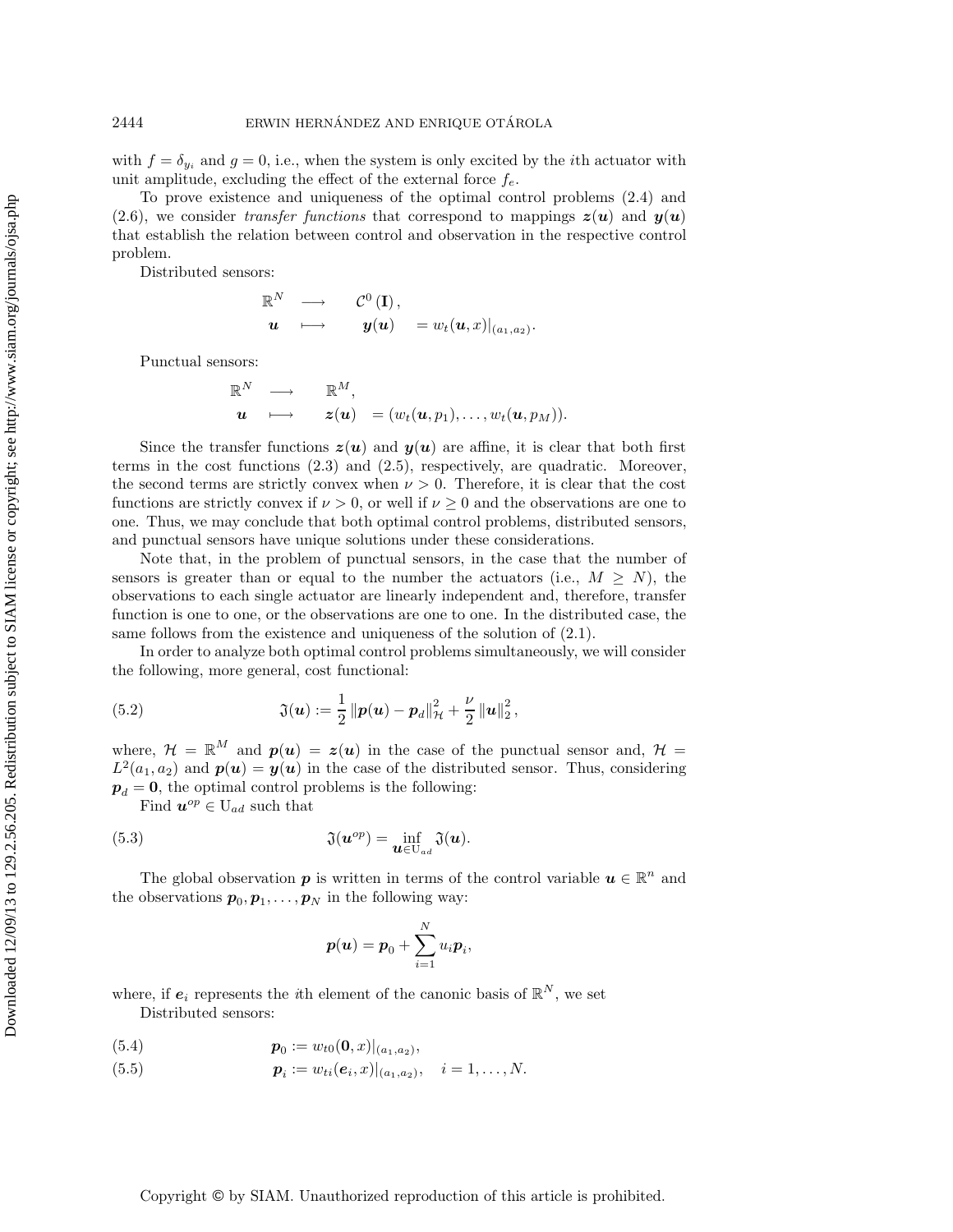with $f = \delta_{y_i}$ and $g = 0$, i.e., when the system is only excited by the $i$th actuator with unit amplitude, excluding the effect of the external force $f_e$.

To prove existence and uniqueness of the optimal control problems (2.4) and (2.6), we consider *transfer functions* that correspond to mappings $\boldsymbol{z}(\boldsymbol{u})$ and $\boldsymbol{y}(\boldsymbol{u})$ that establish the relation between control and observation in the respective control problem.

Distributed sensors:

$$\begin{array}{cccl} \mathbb{R}^N & \longrightarrow & \mathcal{C}^0(\mathbf{I}), & \\ \boldsymbol{u} & \longmapsto & \boldsymbol{y}(\boldsymbol{u}) & = w_t(\boldsymbol{u}, x)|_{(a_1,a_2)}. \end{array}$$

Punctual sensors:

$$\begin{array}{cccl} \mathbb{R}^N & \longrightarrow & \mathbb{R}^M, & \\ \boldsymbol{u} & \longmapsto & \boldsymbol{z}(\boldsymbol{u}) & = (w_t(\boldsymbol{u}, p_1), \ldots, w_t(\boldsymbol{u}, p_M)). \end{array}$$

Since the transfer functions $\boldsymbol{z}(\boldsymbol{u})$ and $\boldsymbol{y}(\boldsymbol{u})$ are affine, it is clear that both first terms in the cost functions (2.3) and (2.5), respectively, are quadratic. Moreover, the second terms are strictly convex when $\nu > 0$. Therefore, it is clear that the cost functions are strictly convex if $\nu > 0$, or well if $\nu \geq 0$ and the observations are one to one. Thus, we may conclude that both optimal control problems, distributed sensors, and punctual sensors have unique solutions under these considerations.

Note that, in the problem of punctual sensors, in the case that the number of sensors is greater than or equal to the number the actuators (i.e., $M \geq N$), the observations to each single actuator are linearly independent and, therefore, transfer function is one to one, or the observations are one to one. In the distributed case, the same follows from the existence and uniqueness of the solution of (2.1).

In order to analyze both optimal control problems simultaneously, we will consider the following, more general, cost functional:

$$\mathfrak{J}(\boldsymbol{u}) := \frac{1}{2} \|\boldsymbol{p}(\boldsymbol{u}) - \boldsymbol{p}_d\|_{\mathcal{H}}^2 + \frac{\nu}{2} \|\boldsymbol{u}\|_2^2, \tag{5.2}$$

where, $\mathcal{H} = \mathbb{R}^M$ and $\boldsymbol{p}(\boldsymbol{u}) = \boldsymbol{z}(\boldsymbol{u})$ in the case of the punctual sensor and, $\mathcal{H} = L^2(a_1, a_2)$ and $\boldsymbol{p}(\boldsymbol{u}) = \boldsymbol{y}(\boldsymbol{u})$ in the case of the distributed sensor. Thus, considering $\boldsymbol{p}_d = \boldsymbol{0}$, the optimal control problems is the following:

Find $\boldsymbol{u}^{op} \in \mathrm{U}_{ad}$ such that

$$\mathfrak{J}(\boldsymbol{u}^{op}) = \inf_{\boldsymbol{u} \in \mathrm{U}_{ad}} \mathfrak{J}(\boldsymbol{u}). \tag{5.3}$$

The global observation $\boldsymbol{p}$ is written in terms of the control variable $\boldsymbol{u} \in \mathbb{R}^n$ and the observations $\boldsymbol{p}_0, \boldsymbol{p}_1, \ldots, \boldsymbol{p}_N$ in the following way:

$$\boldsymbol{p}(\boldsymbol{u}) = \boldsymbol{p}_0 + \sum_{i=1}^{N} u_i \boldsymbol{p}_i,$$

where, if $\boldsymbol{e}_i$ represents the $i$th element of the canonic basis of $\mathbb{R}^N$, we set

Distributed sensors:

$$\boldsymbol{p}_0 := w_{t0}(\boldsymbol{0}, x)|_{(a_1,a_2)}, \tag{5.4}$$

$$\boldsymbol{p}_i := w_{ti}(\boldsymbol{e}_i, x)|_{(a_1,a_2)}, \quad i = 1, \ldots, N. \tag{5.5}$$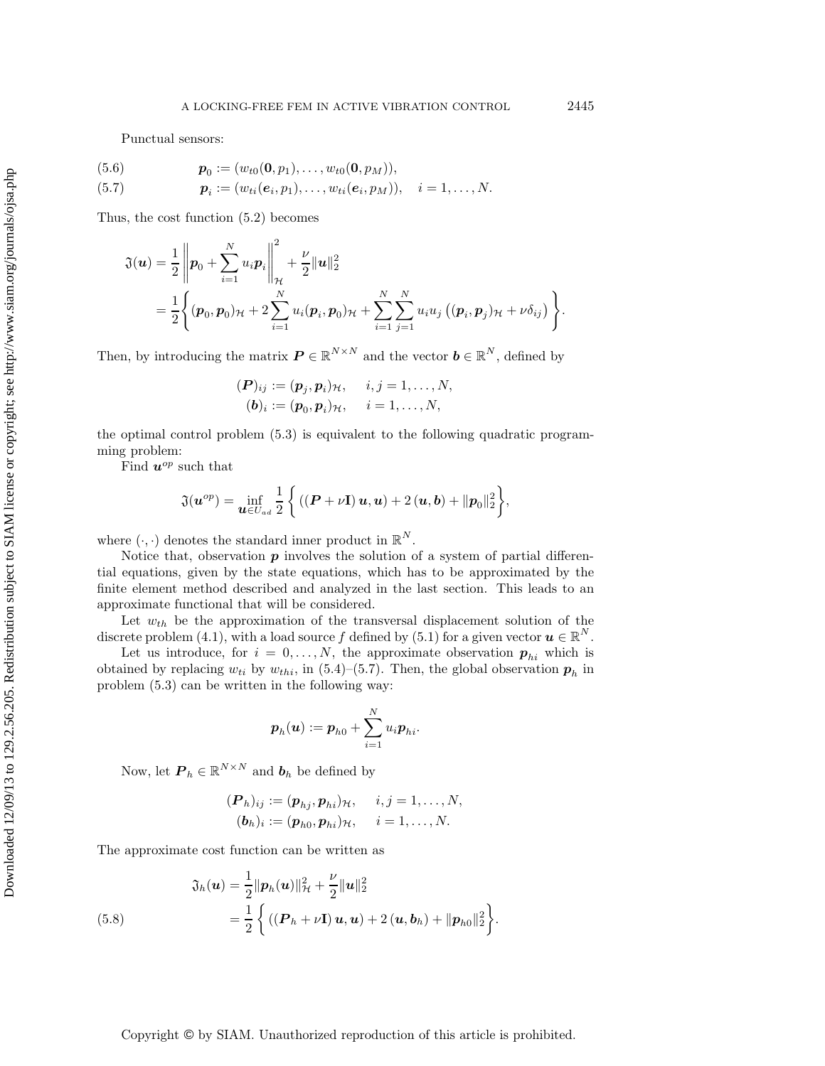Punctual sensors:

$$\boldsymbol{p}_0 := (w_{t0}(\mathbf{0}, p_1), \ldots, w_{t0}(\mathbf{0}, p_M)), \tag{5.6}$$

$$\boldsymbol{p}_i := (w_{ti}(\boldsymbol{e}_i, p_1), \ldots, w_{ti}(\boldsymbol{e}_i, p_M)), \quad i = 1, \ldots, N. \tag{5.7}$$

Thus, the cost function (5.2) becomes

$$\begin{aligned}
\mathfrak{J}(\boldsymbol{u}) &= \frac{1}{2}\left\| \boldsymbol{p}_0 + \sum_{i=1}^{N} u_i \boldsymbol{p}_i \right\|_{\mathcal{H}}^2 + \frac{\nu}{2}\|\boldsymbol{u}\|_2^2 \\
&= \frac{1}{2}\left\{ (\boldsymbol{p}_0, \boldsymbol{p}_0)_{\mathcal{H}} + 2\sum_{i=1}^{N} u_i (\boldsymbol{p}_i, \boldsymbol{p}_0)_{\mathcal{H}} + \sum_{i=1}^{N}\sum_{j=1}^{N} u_i u_j \left( (\boldsymbol{p}_i, \boldsymbol{p}_j)_{\mathcal{H}} + \nu \delta_{ij} \right) \right\}.
\end{aligned}$$

Then, by introducing the matrix $\boldsymbol{P} \in \mathbb{R}^{N \times N}$ and the vector $\boldsymbol{b} \in \mathbb{R}^N$, defined by

$$\begin{aligned}
(\boldsymbol{P})_{ij} &:= (\boldsymbol{p}_j, \boldsymbol{p}_i)_{\mathcal{H}}, \quad i, j = 1, \ldots, N, \\
(\boldsymbol{b})_i &:= (\boldsymbol{p}_0, \boldsymbol{p}_i)_{\mathcal{H}}, \quad i = 1, \ldots, N,
\end{aligned}$$

the optimal control problem (5.3) is equivalent to the following quadratic programming problem:

Find $\boldsymbol{u}^{op}$ such that

$$\mathfrak{J}(\boldsymbol{u}^{op}) = \inf_{\boldsymbol{u} \in U_{ad}} \frac{1}{2}\left\{ \left( (\boldsymbol{P} + \nu \mathbf{I})\, \boldsymbol{u}, \boldsymbol{u} \right) + 2\,(\boldsymbol{u}, \boldsymbol{b}) + \|\boldsymbol{p}_0\|_2^2 \right\},$$

where $(\cdot, \cdot)$ denotes the standard inner product in $\mathbb{R}^N$.

Notice that, observation $\boldsymbol{p}$ involves the solution of a system of partial differential equations, given by the state equations, which has to be approximated by the finite element method described and analyzed in the last section. This leads to an approximate functional that will be considered.

Let $w_{th}$ be the approximation of the transversal displacement solution of the discrete problem (4.1), with a load source $f$ defined by (5.1) for a given vector $\boldsymbol{u} \in \mathbb{R}^N$.

Let us introduce, for $i = 0, \ldots, N$, the approximate observation $\boldsymbol{p}_{hi}$ which is obtained by replacing $w_{ti}$ by $w_{thi}$, in (5.4)–(5.7). Then, the global observation $\boldsymbol{p}_h$ in problem (5.3) can be written in the following way:

$$\boldsymbol{p}_h(\boldsymbol{u}) := \boldsymbol{p}_{h0} + \sum_{i=1}^{N} u_i \boldsymbol{p}_{hi}.$$

Now, let $\boldsymbol{P}_h \in \mathbb{R}^{N \times N}$ and $\boldsymbol{b}_h$ be defined by

$$\begin{aligned}
(\boldsymbol{P}_h)_{ij} &:= (\boldsymbol{p}_{hj}, \boldsymbol{p}_{hi})_{\mathcal{H}}, \quad i, j = 1, \ldots, N, \\
(\boldsymbol{b}_h)_i &:= (\boldsymbol{p}_{h0}, \boldsymbol{p}_{hi})_{\mathcal{H}}, \quad i = 1, \ldots, N.
\end{aligned}$$

The approximate cost function can be written as

$$\begin{aligned}
\mathfrak{J}_h(\boldsymbol{u}) &= \frac{1}{2}\|\boldsymbol{p}_h(\boldsymbol{u})\|_{\mathcal{H}}^2 + \frac{\nu}{2}\|\boldsymbol{u}\|_2^2 \\
&= \frac{1}{2}\left\{ \left( (\boldsymbol{P}_h + \nu \mathbf{I})\, \boldsymbol{u}, \boldsymbol{u} \right) + 2\,(\boldsymbol{u}, \boldsymbol{b}_h) + \|\boldsymbol{p}_{h0}\|_2^2 \right\}.
\end{aligned} \tag{5.8}$$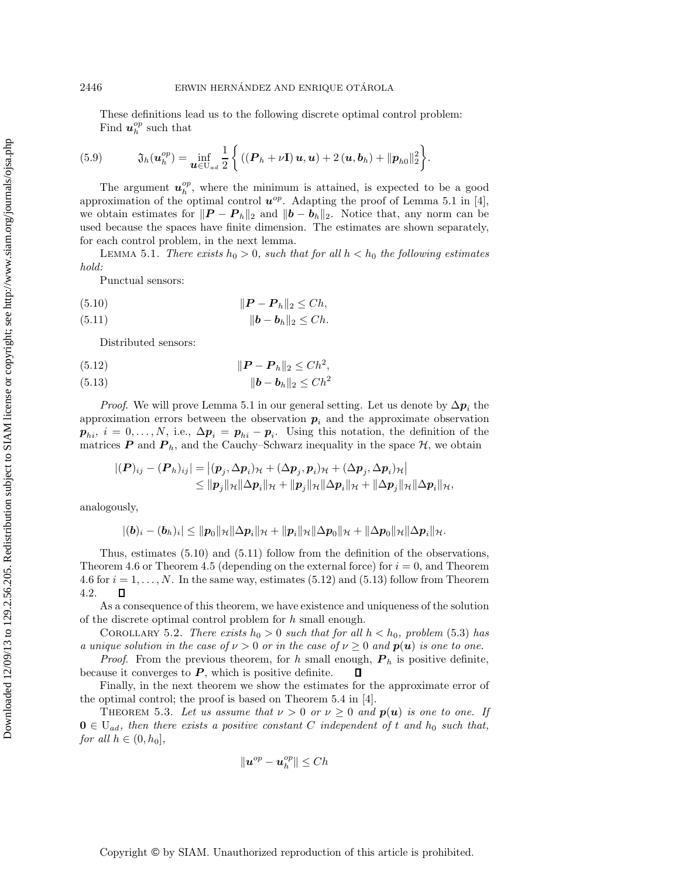These definitions lead us to the following discrete optimal control problem:
Find $\boldsymbol{u}_h^{op}$ such that

$$\mathfrak{J}_h(\boldsymbol{u}_h^{op}) = \inf_{\boldsymbol{u}\in \mathrm{U}_{ad}} \frac{1}{2}\left\{ \left((\boldsymbol{P}_h + \nu \mathbf{I})\,\boldsymbol{u}, \boldsymbol{u}\right) + 2\,(\boldsymbol{u}, \boldsymbol{b}_h) + \|\boldsymbol{p}_{h0}\|_2^2 \right\}. \tag{5.9}$$

The argument $\boldsymbol{u}_h^{op}$, where the minimum is attained, is expected to be a good approximation of the optimal control $\boldsymbol{u}^{op}$. Adapting the proof of Lemma 5.1 in [4], we obtain estimates for $\|\boldsymbol{P} - \boldsymbol{P}_h\|_2$ and $\|\boldsymbol{b} - \boldsymbol{b}_h\|_2$. Notice that, any norm can be used because the spaces have finite dimension. The estimates are shown separately, for each control problem, in the next lemma.

Lemma 5.1. *There exists $h_0 > 0$, such that for all $h < h_0$ the following estimates hold:*

Punctual sensors:

$$\|\boldsymbol{P} - \boldsymbol{P}_h\|_2 \le Ch, \tag{5.10}$$

$$\|\boldsymbol{b} - \boldsymbol{b}_h\|_2 \le Ch. \tag{5.11}$$

Distributed sensors:

$$\|\boldsymbol{P} - \boldsymbol{P}_h\|_2 \le Ch^2, \tag{5.12}$$

$$\|\boldsymbol{b} - \boldsymbol{b}_h\|_2 \le Ch^2 \tag{5.13}$$

*Proof.* We will prove Lemma 5.1 in our general setting. Let us denote by $\Delta\boldsymbol{p}_i$ the approximation errors between the observation $\boldsymbol{p}_i$ and the approximate observation $\boldsymbol{p}_{hi}$, $i = 0, \ldots, N$, i.e., $\Delta\boldsymbol{p}_i = \boldsymbol{p}_{hi} - \boldsymbol{p}_i$. Using this notation, the definition of the matrices $\boldsymbol{P}$ and $\boldsymbol{P}_h$, and the Cauchy–Schwarz inequality in the space $\mathcal{H}$, we obtain

$$\begin{aligned}
|(\boldsymbol{P})_{ij} - (\boldsymbol{P}_h)_{ij}| &= \left|(\boldsymbol{p}_j, \Delta\boldsymbol{p}_i)_{\mathcal{H}} + (\Delta\boldsymbol{p}_j, \boldsymbol{p}_i)_{\mathcal{H}} + (\Delta\boldsymbol{p}_j, \Delta\boldsymbol{p}_i)_{\mathcal{H}}\right| \\
&\le \|\boldsymbol{p}_j\|_{\mathcal{H}}\|\Delta\boldsymbol{p}_i\|_{\mathcal{H}} + \|\boldsymbol{p}_j\|_{\mathcal{H}}\|\Delta\boldsymbol{p}_i\|_{\mathcal{H}} + \|\Delta\boldsymbol{p}_j\|_{\mathcal{H}}\|\Delta\boldsymbol{p}_i\|_{\mathcal{H}},
\end{aligned}$$

analogously,

$$|(\boldsymbol{b})_i - (\boldsymbol{b}_h)_i| \le \|\boldsymbol{p}_0\|_{\mathcal{H}}\|\Delta\boldsymbol{p}_i\|_{\mathcal{H}} + \|\boldsymbol{p}_i\|_{\mathcal{H}}\|\Delta\boldsymbol{p}_0\|_{\mathcal{H}} + \|\Delta\boldsymbol{p}_0\|_{\mathcal{H}}\|\Delta\boldsymbol{p}_i\|_{\mathcal{H}}.$$

Thus, estimates (5.10) and (5.11) follow from the definition of the observations, Theorem 4.6 or Theorem 4.5 (depending on the external force) for $i = 0$, and Theorem 4.6 for $i = 1, \ldots, N$. In the same way, estimates (5.12) and (5.13) follow from Theorem 4.2. $\square$

As a consequence of this theorem, we have existence and uniqueness of the solution of the discrete optimal control problem for $h$ small enough.

Corollary 5.2. *There exists $h_0 > 0$ such that for all $h < h_0$, problem* (5.3) *has a unique solution in the case of $\nu > 0$ or in the case of $\nu \ge 0$ and $\boldsymbol{p}(\boldsymbol{u})$ is one to one.*

*Proof.* From the previous theorem, for $h$ small enough, $\boldsymbol{P}_h$ is positive definite, because it converges to $\boldsymbol{P}$, which is positive definite. $\square$

Finally, in the next theorem we show the estimates for the approximate error of the optimal control; the proof is based on Theorem 5.4 in [4].

Theorem 5.3. *Let us assume that $\nu > 0$ or $\nu \ge 0$ and $\boldsymbol{p}(\boldsymbol{u})$ is one to one. If $\mathbf{0} \in \mathrm{U}_{ad}$, then there exists a positive constant $C$ independent of $t$ and $h_0$ such that, for all $h \in (0, h_0]$,*

$$\|\boldsymbol{u}^{op} - \boldsymbol{u}_h^{op}\| \le Ch$$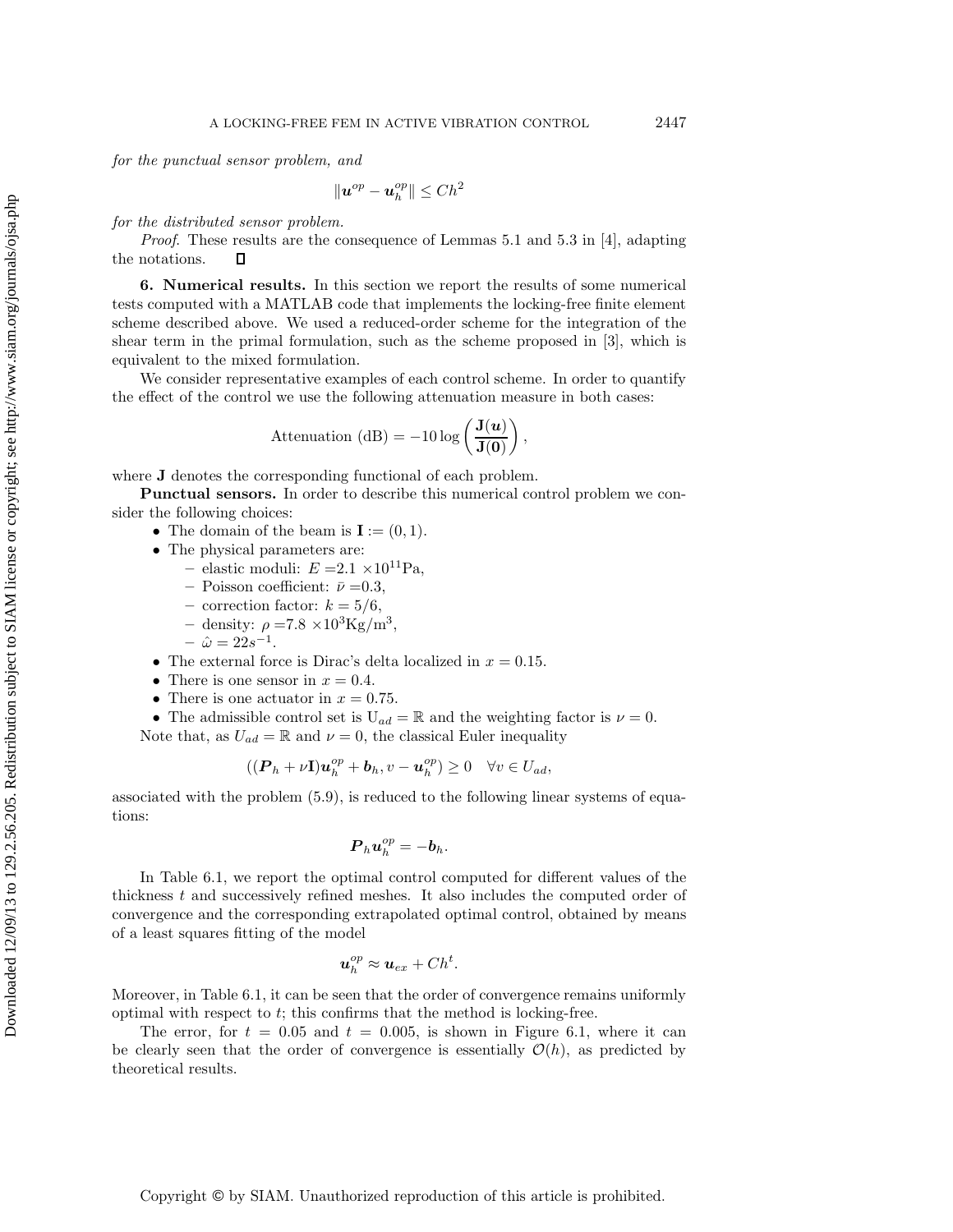*for the punctual sensor problem, and*

$$\|\boldsymbol{u}^{op} - \boldsymbol{u}_h^{op}\| \leq Ch^2$$

*for the distributed sensor problem.*

*Proof*. These results are the consequence of Lemmas 5.1 and 5.3 in [4], adapting the notations. □

**6. Numerical results.** In this section we report the results of some numerical tests computed with a MATLAB code that implements the locking-free finite element scheme described above. We used a reduced-order scheme for the integration of the shear term in the primal formulation, such as the scheme proposed in [3], which is equivalent to the mixed formulation.

We consider representative examples of each control scheme. In order to quantify the effect of the control we use the following attenuation measure in both cases:

$$\text{Attenuation (dB)} = -10 \log \left( \frac{\mathbf{J}(\boldsymbol{u})}{\mathbf{J}(\mathbf{0})} \right),$$

where $\mathbf{J}$ denotes the corresponding functional of each problem.

**Punctual sensors.** In order to describe this numerical control problem we consider the following choices:

- The domain of the beam is $\mathbf{I} := (0, 1)$.
- The physical parameters are:
  - elastic moduli: $E = 2.1 \times 10^{11}$Pa,
  - Poisson coefficient: $\bar{\nu} = 0.3$,
  - correction factor: $k = 5/6$,
  - density: $\rho = 7.8 \times 10^3$Kg/m$^3$,
  - $\hat{\omega} = 22s^{-1}$.
- The external force is Dirac's delta localized in $x = 0.15$.
- There is one sensor in $x = 0.4$.
- There is one actuator in $x = 0.75$.
- The admissible control set is $\mathrm{U}_{ad} = \mathbb{R}$ and the weighting factor is $\nu = 0$.

Note that, as $U_{ad} = \mathbb{R}$ and $\nu = 0$, the classical Euler inequality

$$((\boldsymbol{P}_h + \nu \mathbf{I})\boldsymbol{u}_h^{op} + \boldsymbol{b}_h, v - \boldsymbol{u}_h^{op}) \geq 0 \quad \forall v \in U_{ad},$$

associated with the problem (5.9), is reduced to the following linear systems of equations:

$$\boldsymbol{P}_h \boldsymbol{u}_h^{op} = -\boldsymbol{b}_h.$$

In Table 6.1, we report the optimal control computed for different values of the thickness $t$ and successively refined meshes. It also includes the computed order of convergence and the corresponding extrapolated optimal control, obtained by means of a least squares fitting of the model

$$\boldsymbol{u}_h^{op} \approx \boldsymbol{u}_{ex} + Ch^t.$$

Moreover, in Table 6.1, it can be seen that the order of convergence remains uniformly optimal with respect to $t$; this confirms that the method is locking-free.

The error, for $t = 0.05$ and $t = 0.005$, is shown in Figure 6.1, where it can be clearly seen that the order of convergence is essentially $\mathcal{O}(h)$, as predicted by theoretical results.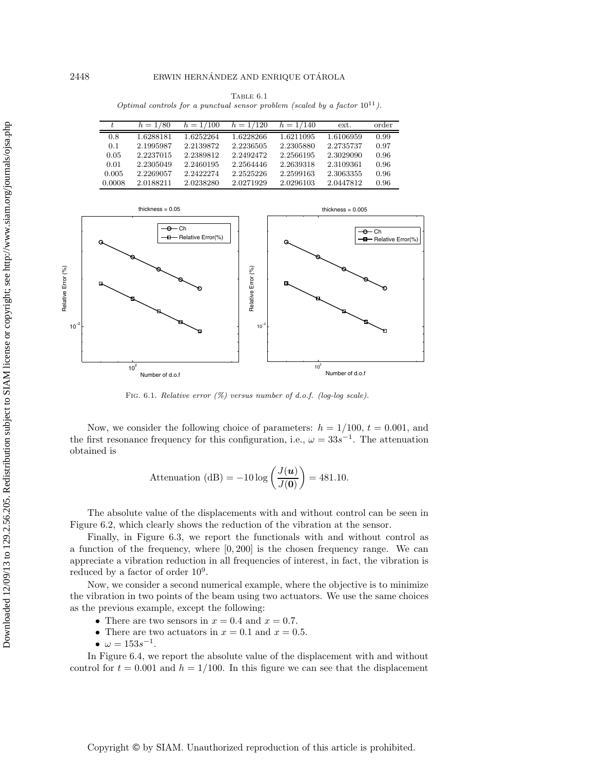Table 6.1

*Optimal controls for a punctual sensor problem (scaled by a factor $10^{11}$).*

| $t$ | $h = 1/80$ | $h = 1/100$ | $h = 1/120$ | $h = 1/140$ | ext. | order |
|---|---|---|---|---|---|---|
| 0.8 | 1.6288181 | 1.6252264 | 1.6228266 | 1.6211095 | 1.6106959 | 0.99 |
| 0.1 | 2.1995987 | 2.2139872 | 2.2236505 | 2.2305880 | 2.2735737 | 0.97 |
| 0.05 | 2.2237015 | 2.2389812 | 2.2492472 | 2.2566195 | 2.3029090 | 0.96 |
| 0.01 | 2.2305049 | 2.2460195 | 2.2564446 | 2.2639318 | 2.3109361 | 0.96 |
| 0.005 | 2.2269057 | 2.2422274 | 2.2525226 | 2.2599163 | 2.3063355 | 0.96 |
| 0.0008 | 2.0188211 | 2.0238280 | 2.0271929 | 2.0296103 | 2.0447812 | 0.96 |

Fig. 6.1. *Relative error (%) versus number of d.o.f. (log-log scale).*

Now, we consider the following choice of parameters: $h = 1/100$, $t = 0.001$, and the first resonance frequency for this configuration, i.e., $\omega = 33s^{-1}$. The attenuation obtained is

$$\text{Attenuation (dB)} = -10 \log \left( \frac{J(\boldsymbol{u})}{J(\boldsymbol{0})} \right) = 481.10.$$

The absolute value of the displacements with and without control can be seen in Figure 6.2, which clearly shows the reduction of the vibration at the sensor.

Finally, in Figure 6.3, we report the functionals with and without control as a function of the frequency, where $[0, 200]$ is the chosen frequency range. We can appreciate a vibration reduction in all frequencies of interest, in fact, the vibration is reduced by a factor of order $10^9$.

Now, we consider a second numerical example, where the objective is to minimize the vibration in two points of the beam using two actuators. We use the same choices as the previous example, except the following:

- There are two sensors in $x = 0.4$ and $x = 0.7$.
- There are two actuators in $x = 0.1$ and $x = 0.5$.
- $\omega = 153s^{-1}$.

In Figure 6.4, we report the absolute value of the displacement with and without control for $t = 0.001$ and $h = 1/100$. In this figure we can see that the displacement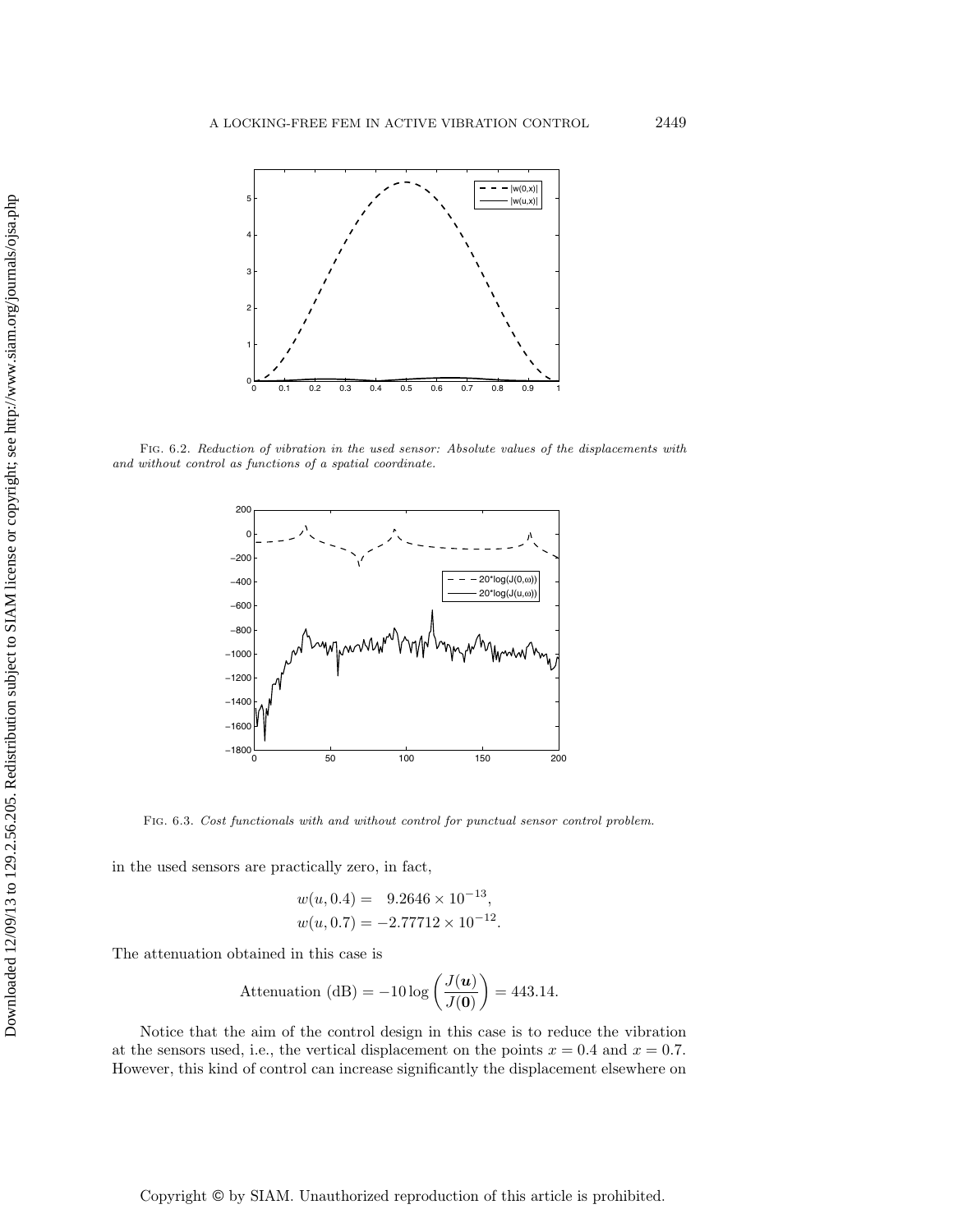Fig. 6.2. *Reduction of vibration in the used sensor: Absolute values of the displacements with and without control as functions of a spatial coordinate.*

Fig. 6.3. *Cost functionals with and without control for punctual sensor control problem.*

in the used sensors are practically zero, in fact,

$$
\begin{aligned}
w(u, 0.4) &= \quad 9.2646 \times 10^{-13}, \\
w(u, 0.7) &= -2.77712 \times 10^{-12}.
\end{aligned}
$$

The attenuation obtained in this case is

$$
\text{Attenuation (dB)} = -10 \log \left( \frac{J(\boldsymbol{u})}{J(\mathbf{0})} \right) = 443.14.
$$

Notice that the aim of the control design in this case is to reduce the vibration at the sensors used, i.e., the vertical displacement on the points $x = 0.4$ and $x = 0.7$. However, this kind of control can increase significantly the displacement elsewhere on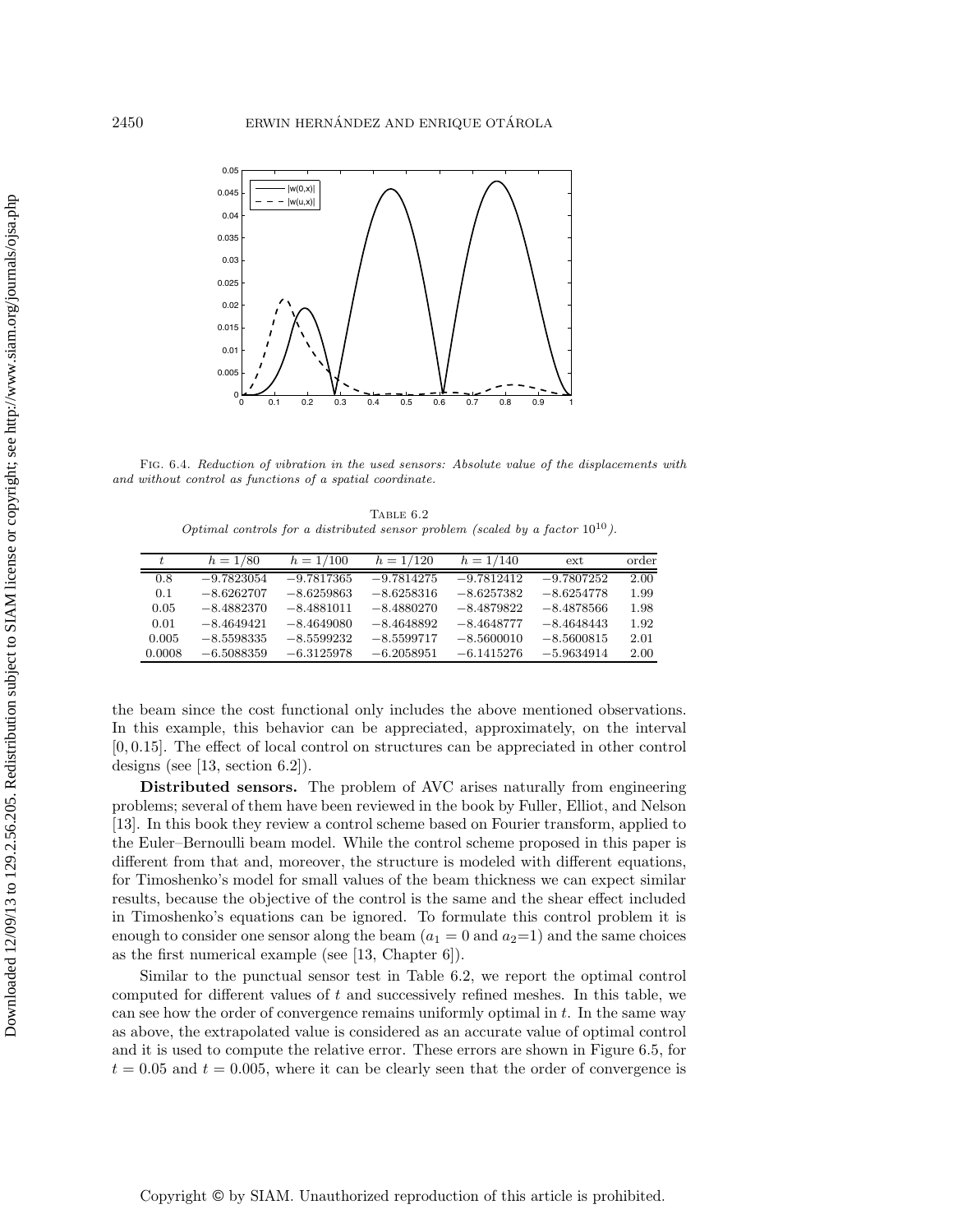Fig. 6.4. *Reduction of vibration in the used sensors: Absolute value of the displacements with and without control as functions of a spatial coordinate.*

Table 6.2
*Optimal controls for a distributed sensor problem (scaled by a factor $10^{10}$).*

| $t$ | $h = 1/80$ | $h = 1/100$ | $h = 1/120$ | $h = 1/140$ | ext | order |
|---|---|---|---|---|---|---|
| 0.8 | $-9.7823054$ | $-9.7817365$ | $-9.7814275$ | $-9.7812412$ | $-9.7807252$ | 2.00 |
| 0.1 | $-8.6262707$ | $-8.6259863$ | $-8.6258316$ | $-8.6257382$ | $-8.6254778$ | 1.99 |
| 0.05 | $-8.4882370$ | $-8.4881011$ | $-8.4880270$ | $-8.4879822$ | $-8.4878566$ | 1.98 |
| 0.01 | $-8.4649421$ | $-8.4649080$ | $-8.4648892$ | $-8.4648777$ | $-8.4648443$ | 1.92 |
| 0.005 | $-8.5598335$ | $-8.5599232$ | $-8.5599717$ | $-8.5600010$ | $-8.5600815$ | 2.01 |
| 0.0008 | $-6.5088359$ | $-6.3125978$ | $-6.2058951$ | $-6.1415276$ | $-5.9634914$ | 2.00 |

the beam since the cost functional only includes the above mentioned observations. In this example, this behavior can be appreciated, approximately, on the interval $[0, 0.15]$. The effect of local control on structures can be appreciated in other control designs (see [13, section 6.2]).

**Distributed sensors.** The problem of AVC arises naturally from engineering problems; several of them have been reviewed in the book by Fuller, Elliot, and Nelson [13]. In this book they review a control scheme based on Fourier transform, applied to the Euler–Bernoulli beam model. While the control scheme proposed in this paper is different from that and, moreover, the structure is modeled with different equations, for Timoshenko's model for small values of the beam thickness we can expect similar results, because the objective of the control is the same and the shear effect included in Timoshenko's equations can be ignored. To formulate this control problem it is enough to consider one sensor along the beam ($a_1 = 0$ and $a_2$=1) and the same choices as the first numerical example (see [13, Chapter 6]).

Similar to the punctual sensor test in Table 6.2, we report the optimal control computed for different values of $t$ and successively refined meshes. In this table, we can see how the order of convergence remains uniformly optimal in $t$. In the same way as above, the extrapolated value is considered as an accurate value of optimal control and it is used to compute the relative error. These errors are shown in Figure 6.5, for $t = 0.05$ and $t = 0.005$, where it can be clearly seen that the order of convergence is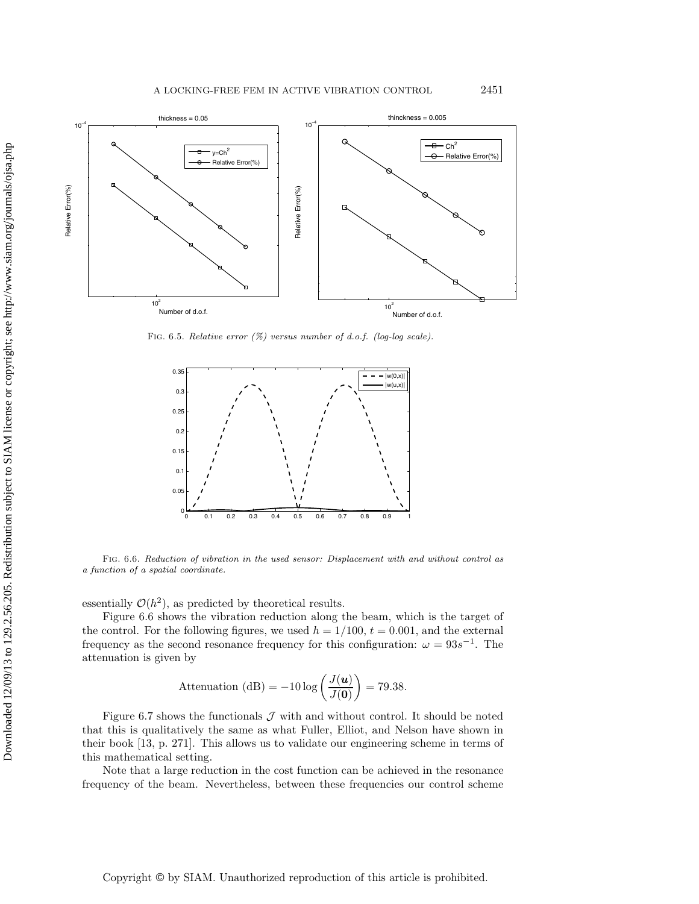FIG. 6.5. *Relative error (%) versus number of d.o.f. (log-log scale).*

FIG. 6.6. *Reduction of vibration in the used sensor: Displacement with and without control as a function of a spatial coordinate.*

essentially $\mathcal{O}(h^2)$, as predicted by theoretical results.

Figure 6.6 shows the vibration reduction along the beam, which is the target of the control. For the following figures, we used $h = 1/100$, $t = 0.001$, and the external frequency as the second resonance frequency for this configuration: $\omega = 93s^{-1}$. The attenuation is given by

$$\text{Attenuation (dB)} = -10 \log \left( \frac{J(\boldsymbol{u})}{J(\boldsymbol{0})} \right) = 79.38.$$

Figure 6.7 shows the functionals $\mathcal{J}$ with and without control. It should be noted that this is qualitatively the same as what Fuller, Elliot, and Nelson have shown in their book [13, p. 271]. This allows us to validate our engineering scheme in terms of this mathematical setting.

Note that a large reduction in the cost function can be achieved in the resonance frequency of the beam. Nevertheless, between these frequencies our control scheme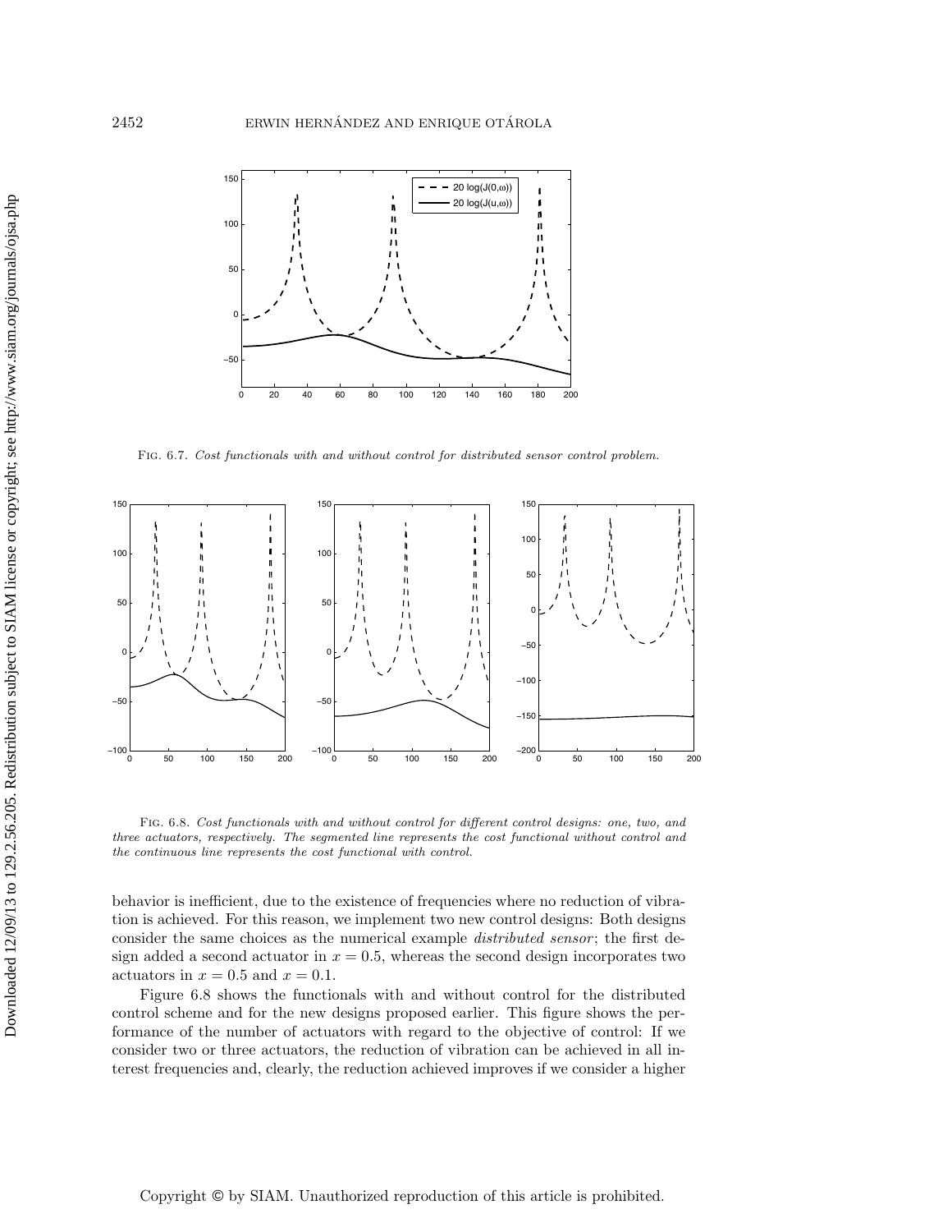FIG. 6.7. *Cost functionals with and without control for distributed sensor control problem.*

FIG. 6.8. *Cost functionals with and without control for different control designs: one, two, and three actuators, respectively. The segmented line represents the cost functional without control and the continuous line represents the cost functional with control.*

behavior is inefficient, due to the existence of frequencies where no reduction of vibration is achieved. For this reason, we implement two new control designs: Both designs consider the same choices as the numerical example *distributed sensor*; the first design added a second actuator in $x = 0.5$, whereas the second design incorporates two actuators in $x = 0.5$ and $x = 0.1$.

Figure 6.8 shows the functionals with and without control for the distributed control scheme and for the new designs proposed earlier. This figure shows the performance of the number of actuators with regard to the objective of control: If we consider two or three actuators, the reduction of vibration can be achieved in all interest frequencies and, clearly, the reduction achieved improves if we consider a higher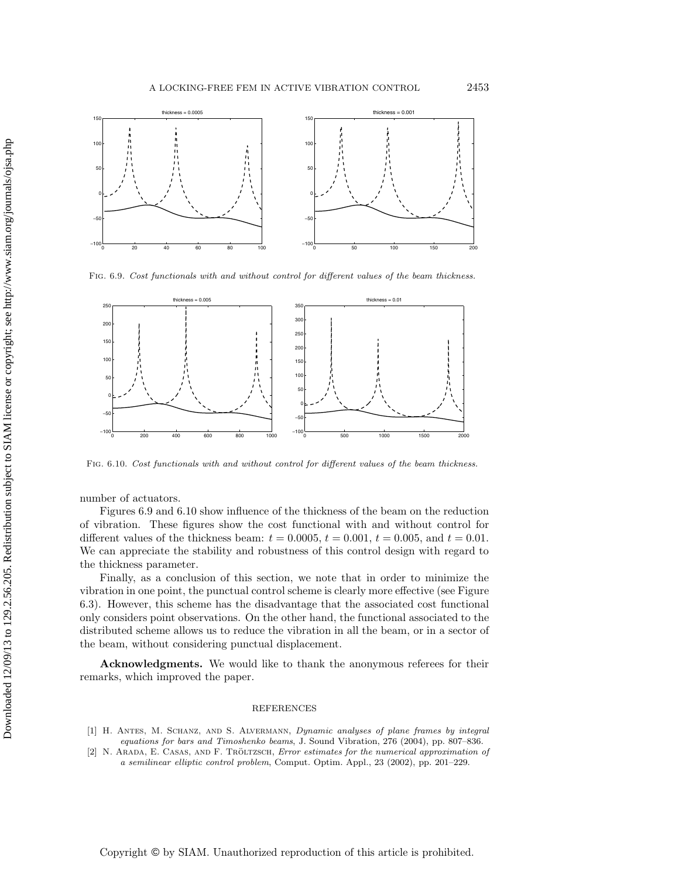FIG. 6.9. *Cost functionals with and without control for different values of the beam thickness.*

FIG. 6.10. *Cost functionals with and without control for different values of the beam thickness.*

number of actuators.

Figures 6.9 and 6.10 show influence of the thickness of the beam on the reduction of vibration. These figures show the cost functional with and without control for different values of the thickness beam: $t = 0.0005$, $t = 0.001$, $t = 0.005$, and $t = 0.01$. We can appreciate the stability and robustness of this control design with regard to the thickness parameter.

Finally, as a conclusion of this section, we note that in order to minimize the vibration in one point, the punctual control scheme is clearly more effective (see Figure 6.3). However, this scheme has the disadvantage that the associated cost functional only considers point observations. On the other hand, the functional associated to the distributed scheme allows us to reduce the vibration in all the beam, or in a sector of the beam, without considering punctual displacement.

**Acknowledgments.** We would like to thank the anonymous referees for their remarks, which improved the paper.

## REFERENCES

[1] H. Antes, M. Schanz, and S. Alvermann, *Dynamic analyses of plane frames by integral equations for bars and Timoshenko beams*, J. Sound Vibration, 276 (2004), pp. 807–836.

[2] N. Arada, E. Casas, and F. Tröltzsch, *Error estimates for the numerical approximation of a semilinear elliptic control problem*, Comput. Optim. Appl., 23 (2002), pp. 201–229.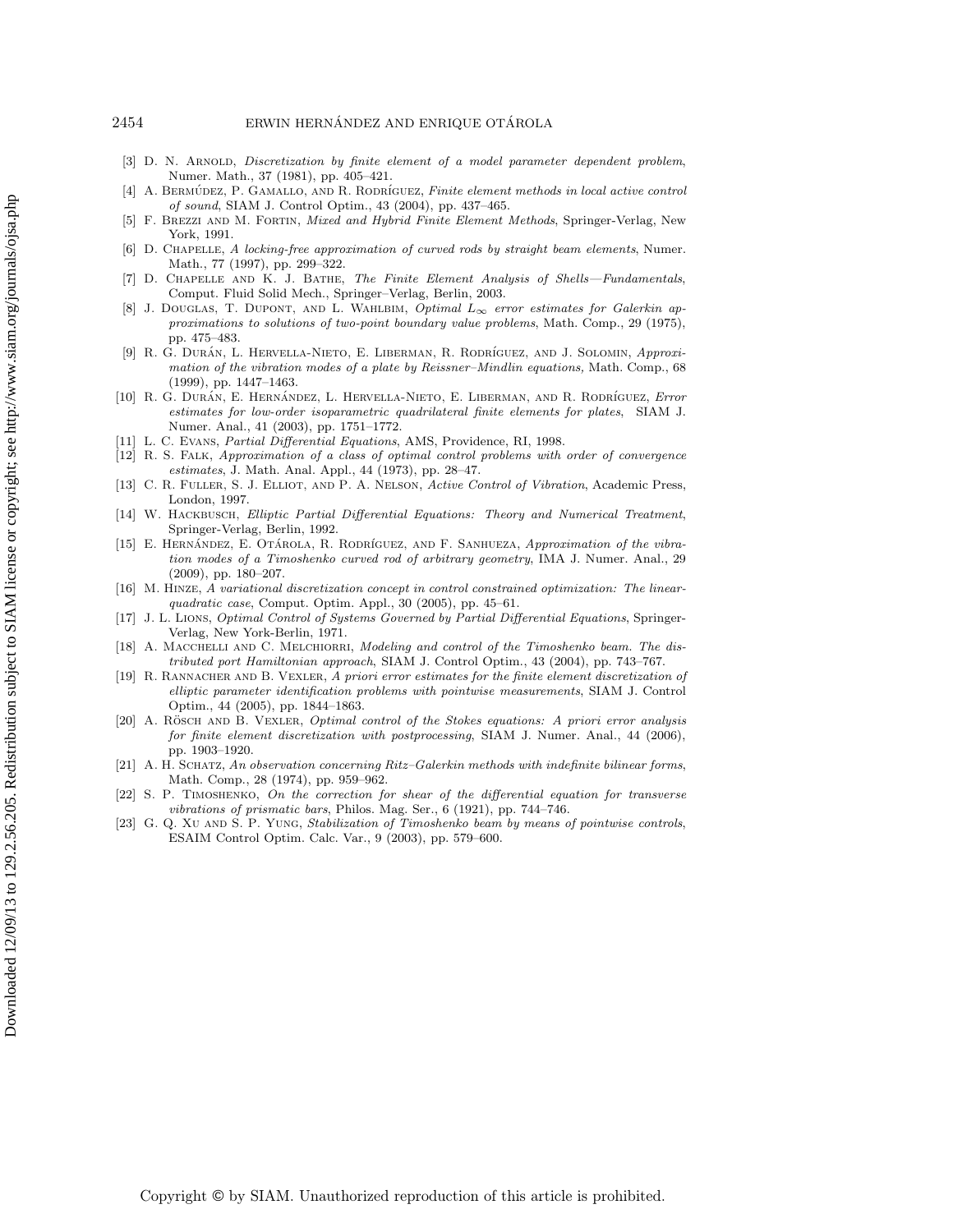[3] D. N. Arnold, *Discretization by finite element of a model parameter dependent problem*, Numer. Math., 37 (1981), pp. 405–421.

[4] A. Bermúdez, P. Gamallo, and R. Rodríguez, *Finite element methods in local active control of sound*, SIAM J. Control Optim., 43 (2004), pp. 437–465.

[5] F. Brezzi and M. Fortin, *Mixed and Hybrid Finite Element Methods*, Springer-Verlag, New York, 1991.

[6] D. Chapelle, *A locking-free approximation of curved rods by straight beam elements*, Numer. Math., 77 (1997), pp. 299–322.

[7] D. Chapelle and K. J. Bathe, *The Finite Element Analysis of Shells—Fundamentals*, Comput. Fluid Solid Mech., Springer–Verlag, Berlin, 2003.

[8] J. Douglas, T. Dupont, and L. Wahlbim, *Optimal $L_\infty$ error estimates for Galerkin approximations to solutions of two-point boundary value problems*, Math. Comp., 29 (1975), pp. 475–483.

[9] R. G. Durán, L. Hervella-Nieto, E. Liberman, R. Rodríguez, and J. Solomin, *Approximation of the vibration modes of a plate by Reissner–Mindlin equations,* Math. Comp., 68 (1999), pp. 1447–1463.

[10] R. G. Durán, E. Hernández, L. Hervella-Nieto, E. Liberman, and R. Rodríguez, *Error estimates for low-order isoparametric quadrilateral finite elements for plates*, SIAM J. Numer. Anal., 41 (2003), pp. 1751–1772.

[11] L. C. Evans, *Partial Differential Equations*, AMS, Providence, RI, 1998.

[12] R. S. Falk, *Approximation of a class of optimal control problems with order of convergence estimates*, J. Math. Anal. Appl., 44 (1973), pp. 28–47.

[13] C. R. Fuller, S. J. Elliot, and P. A. Nelson, *Active Control of Vibration*, Academic Press, London, 1997.

[14] W. Hackbusch, *Elliptic Partial Differential Equations: Theory and Numerical Treatment*, Springer-Verlag, Berlin, 1992.

[15] E. Hernández, E. Otárola, R. Rodríguez, and F. Sanhueza, *Approximation of the vibration modes of a Timoshenko curved rod of arbitrary geometry*, IMA J. Numer. Anal., 29 (2009), pp. 180–207.

[16] M. Hinze, *A variational discretization concept in control constrained optimization: The linear-quadratic case*, Comput. Optim. Appl., 30 (2005), pp. 45–61.

[17] J. L. Lions, *Optimal Control of Systems Governed by Partial Differential Equations*, Springer-Verlag, New York-Berlin, 1971.

[18] A. Macchelli and C. Melchiorri, *Modeling and control of the Timoshenko beam. The distributed port Hamiltonian approach*, SIAM J. Control Optim., 43 (2004), pp. 743–767.

[19] R. Rannacher and B. Vexler, *A priori error estimates for the finite element discretization of elliptic parameter identification problems with pointwise measurements*, SIAM J. Control Optim., 44 (2005), pp. 1844–1863.

[20] A. Rösch and B. Vexler, *Optimal control of the Stokes equations: A priori error analysis for finite element discretization with postprocessing*, SIAM J. Numer. Anal., 44 (2006), pp. 1903–1920.

[21] A. H. Schatz, *An observation concerning Ritz–Galerkin methods with indefinite bilinear forms*, Math. Comp., 28 (1974), pp. 959–962.

[22] S. P. Timoshenko, *On the correction for shear of the differential equation for transverse vibrations of prismatic bars*, Philos. Mag. Ser., 6 (1921), pp. 744–746.

[23] G. Q. Xu and S. P. Yung, *Stabilization of Timoshenko beam by means of pointwise controls*, ESAIM Control Optim. Calc. Var., 9 (2003), pp. 579–600.